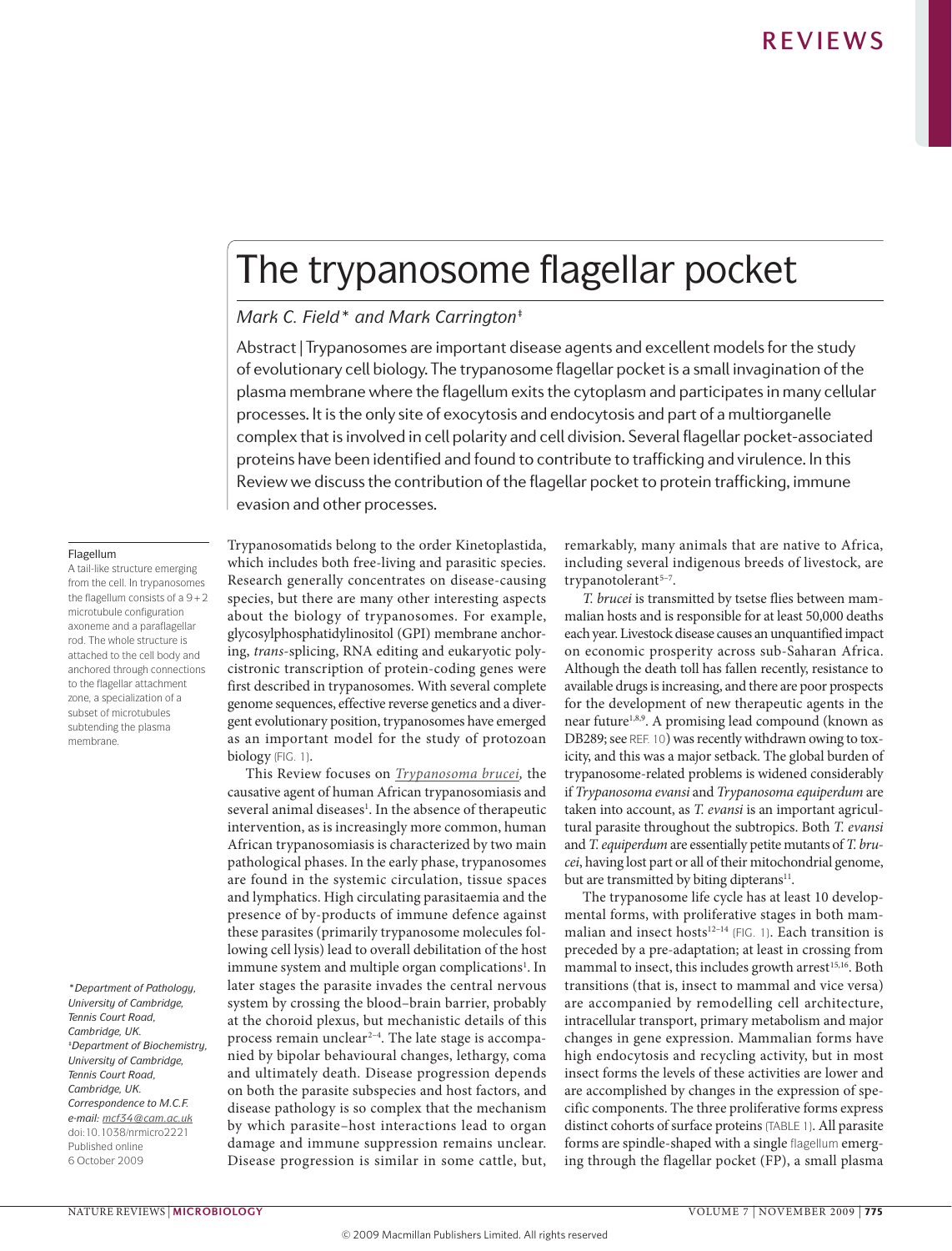# The trypanosome flagellar pocket

*Mark C. Field\* and Mark Carrington‡*

Abstract | Trypanosomes are important disease agents and excellent models for the study of evolutionary cell biology. The trypanosome flagellar pocket is a small invagination of the plasma membrane where the flagellum exits the cytoplasm and participates in many cellular processes. It is the only site of exocytosis and endocytosis and part of a multiorganelle complex that is involved in cell polarity and cell division. Several flagellar pocket-associated proteins have been identified and found to contribute to trafficking and virulence. In this Review we discuss the contribution of the flagellar pocket to protein trafficking, immune evasion and other processes.

**Flagellum**
A tail-like structure emerging from the cell. In trypanosomes the flagellum consists of a 9+2 microtubule configuration axoneme and a paraflagellar rod. The whole structure is attached to the cell body and anchored through connections to the flagellar attachment zone, a specialization of a subset of microtubules subtending the plasma membrane.

Trypanosomatids belong to the order Kinetoplastida, which includes both free-living and parasitic species. Research generally concentrates on disease-causing species, but there are many other interesting aspects about the biology of trypanosomes. For example, glycosylphosphatidylinositol (GPI) membrane anchoring, *trans*-splicing, RNA editing and eukaryotic polycistronic transcription of protein-coding genes were first described in trypanosomes. With several complete genome sequences, effective reverse genetics and a divergent evolutionary position, trypanosomes have emerged as an important model for the study of protozoan biology (FIG. 1).

This Review focuses on *Trypanosoma brucei*, the causative agent of human African trypanosomiasis and several animal diseases[1]. In the absence of therapeutic intervention, as is increasingly more common, human African trypanosomiasis is characterized by two main pathological phases. In the early phase, trypanosomes are found in the systemic circulation, tissue spaces and lymphatics. High circulating parasitaemia and the presence of by-products of immune defence against these parasites (primarily trypanosome molecules following cell lysis) lead to overall debilitation of the host immune system and multiple organ complications[1]. In later stages the parasite invades the central nervous system by crossing the blood–brain barrier, probably at the choroid plexus, but mechanistic details of this process remain unclear[2–4]. The late stage is accompanied by bipolar behavioural changes, lethargy, coma and ultimately death. Disease progression depends on both the parasite subspecies and host factors, and disease pathology is so complex that the mechanism by which parasite–host interactions lead to organ damage and immune suppression remains unclear. Disease progression is similar in some cattle, but, remarkably, many animals that are native to Africa, including several indigenous breeds of livestock, are trypanotolerant[5–7].

*T. brucei* is transmitted by tsetse flies between mammalian hosts and is responsible for at least 50,000 deaths each year. Livestock disease causes an unquantified impact on economic prosperity across sub-Saharan Africa. Although the death toll has fallen recently, resistance to available drugs is increasing, and there are poor prospects for the development of new therapeutic agents in the near future[1,8,9]. A promising lead compound (known as DB289; see REF. 10) was recently withdrawn owing to toxicity, and this was a major setback. The global burden of trypanosome-related problems is widened considerably if *Trypanosoma evansi* and *Trypanosoma equiperdum* are taken into account, as *T. evansi* is an important agricultural parasite throughout the subtropics. Both *T. evansi* and *T. equiperdum* are essentially petite mutants of *T. brucei*, having lost part or all of their mitochondrial genome, but are transmitted by biting dipterans[11].

The trypanosome life cycle has at least 10 developmental forms, with proliferative stages in both mammalian and insect hosts[12–14] (FIG. 1). Each transition is preceded by a pre-adaptation; at least in crossing from mammal to insect, this includes growth arrest[15,16]. Both transitions (that is, insect to mammal and vice versa) are accompanied by remodelling cell architecture, intracellular transport, primary metabolism and major changes in gene expression. Mammalian forms have high endocytosis and recycling activity, but in most insect forms the levels of these activities are lower and are accomplished by changes in the expression of specific components. The three proliferative forms express distinct cohorts of surface proteins (TABLE 1). All parasite forms are spindle-shaped with a single flagellum emerging through the flagellar pocket (FP), a small plasma

\*Department of Pathology, University of Cambridge, Tennis Court Road, Cambridge, UK.
‡Department of Biochemistry, University of Cambridge, Tennis Court Road, Cambridge, UK.
Correspondence to M.C.F.
e-mail: mcf34@cam.ac.uk
doi:10.1038/nrmicro2221
Published online 6 October 2009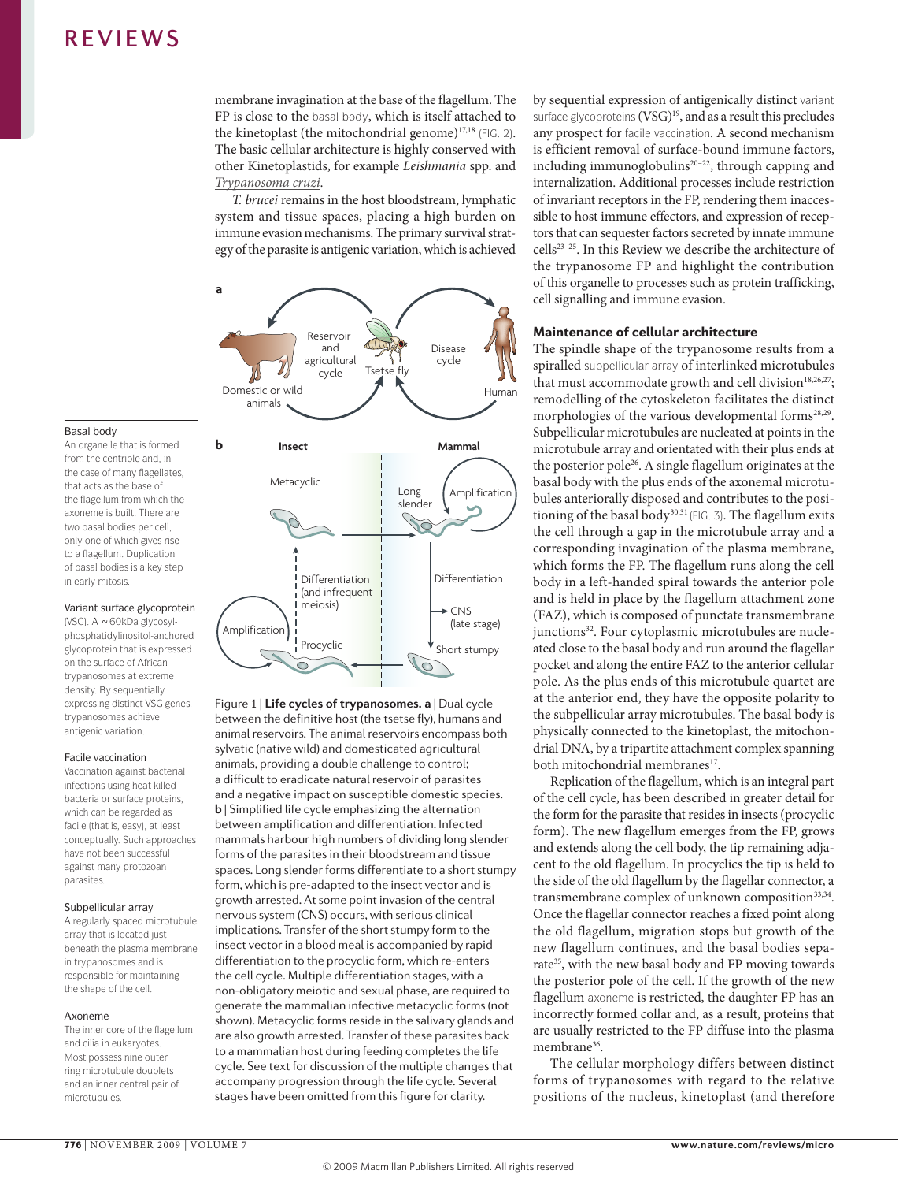membrane invagination at the base of the flagellum. The FP is close to the basal body, which is itself attached to the kinetoplast (the mitochondrial genome)[17,18] (FIG. 2). The basic cellular architecture is highly conserved with other Kinetoplastids, for example *Leishmania* spp. and *Trypanosoma cruzi*.

*T. brucei* remains in the host bloodstream, lymphatic system and tissue spaces, placing a high burden on immune evasion mechanisms. The primary survival strategy of the parasite is antigenic variation, which is achieved by sequential expression of antigenically distinct variant surface glycoproteins (VSG)[19], and as a result this precludes any prospect for facile vaccination. A second mechanism is efficient removal of surface-bound immune factors, including immunoglobulins[20–22], through capping and internalization. Additional processes include restriction of invariant receptors in the FP, rendering them inaccessible to host immune effectors, and expression of receptors that can sequester factors secreted by innate immune cells[23–25]. In this Review we describe the architecture of the trypanosome FP and highlight the contribution of this organelle to processes such as protein trafficking, cell signalling and immune evasion.

a

Reservoir and agricultural cycle

Tsetse fly

Disease cycle

Domestic or wild animals

Human

b

Insect

Mammal

Metacyclic

Long slender

Amplification

Differentiation (and infrequent meiosis)

Differentiation

CNS (late stage)

Amplification

Procyclic

Short stumpy

Figure 1 | **Life cycles of trypanosomes. a** | Dual cycle between the definitive host (the tsetse fly), humans and animal reservoirs. The animal reservoirs encompass both sylvatic (native wild) and domesticated agricultural animals, providing a double challenge to control; a difficult to eradicate natural reservoir of parasites and a negative impact on susceptible domestic species. **b** | Simplified life cycle emphasizing the alternation between amplification and differentiation. Infected mammals harbour high numbers of dividing long slender forms of the parasites in their bloodstream and tissue spaces. Long slender forms differentiate to a short stumpy form, which is pre-adapted to the insect vector and is growth arrested. At some point invasion of the central nervous system (CNS) occurs, with serious clinical implications. Transfer of the short stumpy form to the insect vector in a blood meal is accompanied by rapid differentiation to the procyclic form, which re-enters the cell cycle. Multiple differentiation stages, with a non-obligatory meiotic and sexual phase, are required to generate the mammalian infective metacyclic forms (not shown). Metacyclic forms reside in the salivary glands and are also growth arrested. Transfer of these parasites back to a mammalian host during feeding completes the life cycle. See text for discussion of the multiple changes that accompany progression through the life cycle. Several stages have been omitted from this figure for clarity.

**Basal body**
An organelle that is formed from the centriole and, in the case of many flagellates, that acts as the base of the flagellum from which the axoneme is built. There are two basal bodies per cell, only one of which gives rise to a flagellum. Duplication of basal bodies is a key step in early mitosis.

**Variant surface glycoprotein**
(VSG). A ~60kDa glycosylphosphatidylinositol-anchored glycoprotein that is expressed on the surface of African trypanosomes at extreme density. By sequentially expressing distinct VSG genes, trypanosomes achieve antigenic variation.

**Facile vaccination**
Vaccination against bacterial infections using heat killed bacteria or surface proteins, which can be regarded as facile (that is, easy), at least conceptually. Such approaches have not been successful against many protozoan parasites.

**Subpellicular array**
A regularly spaced microtubule array that is located just beneath the plasma membrane in trypanosomes and is responsible for maintaining the shape of the cell.

**Axoneme**
The inner core of the flagellum and cilia in eukaryotes. Most possess nine outer ring microtubule doublets and an inner central pair of microtubules.

### Maintenance of cellular architecture

The spindle shape of the trypanosome results from a spiralled subpellicular array of interlinked microtubules that must accommodate growth and cell division[18,26,27]; remodelling of the cytoskeleton facilitates the distinct morphologies of the various developmental forms[28,29]. Subpellicular microtubules are nucleated at points in the microtubule array and orientated with their plus ends at the posterior pole[26]. A single flagellum originates at the basal body with the plus ends of the axonemal microtubules anteriorly disposed and contributes to the positioning of the basal body[30,31] (FIG. 3). The flagellum exits the cell through a gap in the microtubule array and a corresponding invagination of the plasma membrane, which forms the FP. The flagellum runs along the cell body in a left-handed spiral towards the anterior pole and is held in place by the flagellum attachment zone (FAZ), which is composed of punctate transmembrane junctions[32]. Four cytoplasmic microtubules are nucleated close to the basal body and run around the flagellar pocket and along the entire FAZ to the anterior cellular pole. As the plus ends of this microtubule quartet are at the anterior end, they have the opposite polarity to the subpellicular array microtubules. The basal body is physically connected to the kinetoplast, the mitochondrial DNA, by a tripartite attachment complex spanning both mitochondrial membranes[17].

Replication of the flagellum, which is an integral part of the cell cycle, has been described in greater detail for the form for the parasite that resides in insects (procyclic form). The new flagellum emerges from the FP, grows and extends along the cell body, the tip remaining adjacent to the old flagellum. In procyclics the tip is held to the side of the old flagellum by the flagellar connector, a transmembrane complex of unknown composition[33,34]. Once the flagellar connector reaches a fixed point along the old flagellum, migration stops but growth of the new flagellum continues, and the basal bodies separate[35], with the new basal body and FP moving towards the posterior pole of the cell. If the growth of the new flagellum axoneme is restricted, the daughter FP has an incorrectly formed collar and, as a result, proteins that are usually restricted to the FP diffuse into the plasma membrane[36].

The cellular morphology differs between distinct forms of trypanosomes with regard to the relative positions of the nucleus, kinetoplast (and therefore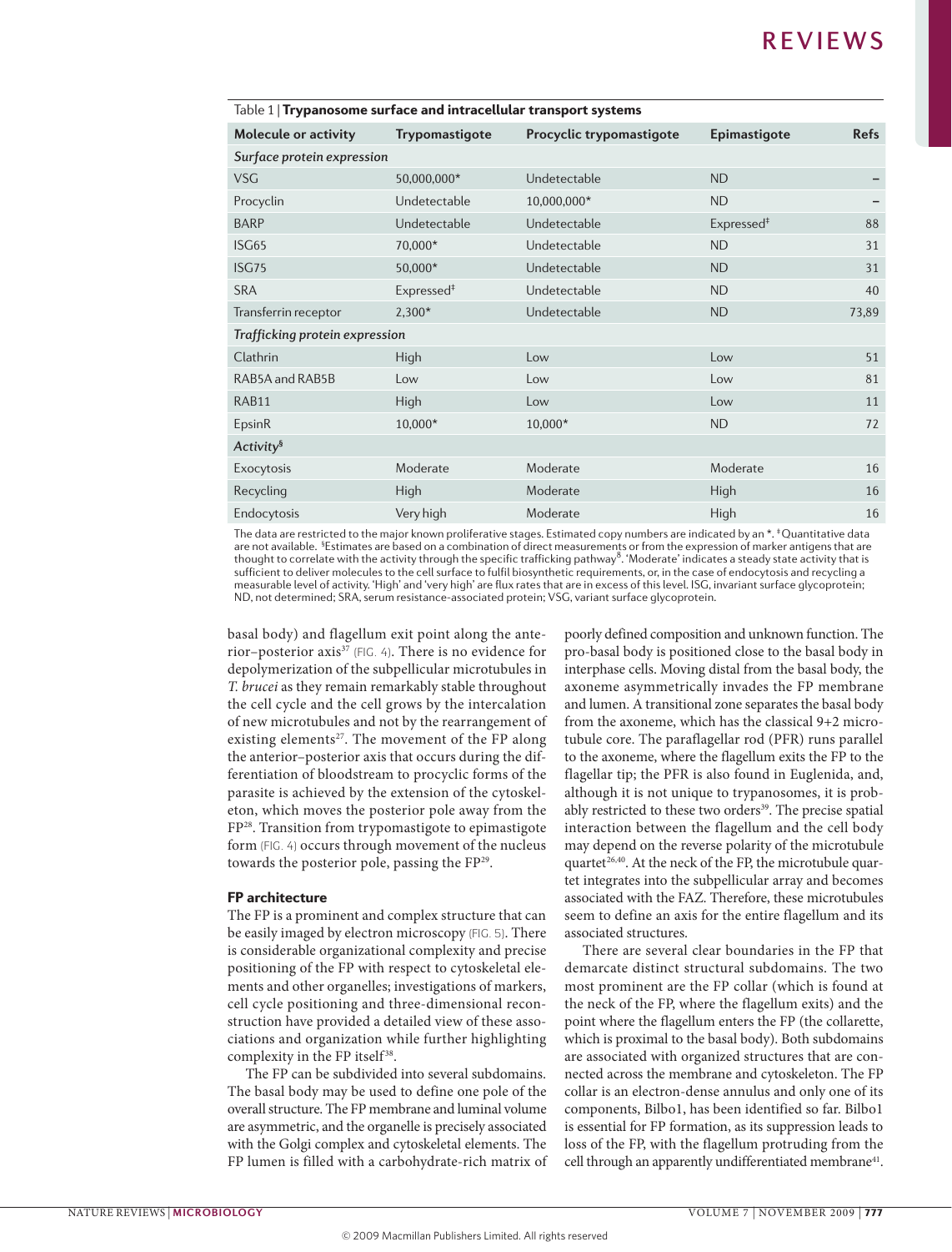Table 1 | **Trypanosome surface and intracellular transport systems**

| Molecule or activity | Trypomastigote | Procyclic trypomastigote | Epimastigote | Refs |
|---|---|---|---|---|
| *Surface protein expression* | | | | |
| VSG | 50,000,000* | Undetectable | ND | – |
| Procyclin | Undetectable | 10,000,000* | ND | – |
| BARP | Undetectable | Undetectable | Expressed‡ | 88 |
| ISG65 | 70,000* | Undetectable | ND | 31 |
| ISG75 | 50,000* | Undetectable | ND | 31 |
| SRA | Expressed‡ | Undetectable | ND | 40 |
| Transferrin receptor | 2,300* | Undetectable | ND | 73,89 |
| *Trafficking protein expression* | | | | |
| Clathrin | High | Low | Low | 51 |
| RAB5A and RAB5B | Low | Low | Low | 81 |
| RAB11 | High | Low | Low | 11 |
| EpsinR | 10,000* | 10,000* | ND | 72 |
| *Activity*§ | | | | |
| Exocytosis | Moderate | Moderate | Moderate | 16 |
| Recycling | High | Moderate | High | 16 |
| Endocytosis | Very high | Moderate | High | 16 |

The data are restricted to the major known proliferative stages. Estimated copy numbers are indicated by an *. ‡Quantitative data are not available. §Estimates are based on a combination of direct measurements or from the expression of marker antigens that are thought to correlate with the activity through the specific trafficking pathway[8]. 'Moderate' indicates a steady state activity that is sufficient to deliver molecules to the cell surface to fulfil biosynthetic requirements, or, in the case of endocytosis and recycling a measurable level of activity. 'High' and 'very high' are flux rates that are in excess of this level. ISG, invariant surface glycoprotein; ND, not determined; SRA, serum resistance-associated protein; VSG, variant surface glycoprotein.

basal body) and flagellum exit point along the anterior–posterior axis[37] (FIG. 4). There is no evidence for depolymerization of the subpellicular microtubules in *T. brucei* as they remain remarkably stable throughout the cell cycle and the cell grows by the intercalation of new microtubules and not by the rearrangement of existing elements[27]. The movement of the FP along the anterior–posterior axis that occurs during the differentiation of bloodstream to procyclic forms of the parasite is achieved by the extension of the cytoskeleton, which moves the posterior pole away from the FP[28]. Transition from trypomastigote to epimastigote form (FIG. 4) occurs through movement of the nucleus towards the posterior pole, passing the FP[29].

### FP architecture

The FP is a prominent and complex structure that can be easily imaged by electron microscopy (FIG. 5). There is considerable organizational complexity and precise positioning of the FP with respect to cytoskeletal elements and other organelles; investigations of markers, cell cycle positioning and three-dimensional reconstruction have provided a detailed view of these associations and organization while further highlighting complexity in the FP itself[38].

The FP can be subdivided into several subdomains. The basal body may be used to define one pole of the overall structure. The FP membrane and luminal volume are asymmetric, and the organelle is precisely associated with the Golgi complex and cytoskeletal elements. The FP lumen is filled with a carbohydrate-rich matrix of poorly defined composition and unknown function. The pro-basal body is positioned close to the basal body in interphase cells. Moving distal from the basal body, the axoneme asymmetrically invades the FP membrane and lumen. A transitional zone separates the basal body from the axoneme, which has the classical 9+2 microtubule core. The paraflagellar rod (PFR) runs parallel to the axoneme, where the flagellum exits the FP to the flagellar tip; the PFR is also found in Euglenida, and, although it is not unique to trypanosomes, it is probably restricted to these two orders[39]. The precise spatial interaction between the flagellum and the cell body may depend on the reverse polarity of the microtubule quartet[26,40]. At the neck of the FP, the microtubule quartet integrates into the subpellicular array and becomes associated with the FAZ. Therefore, these microtubules seem to define an axis for the entire flagellum and its associated structures.

There are several clear boundaries in the FP that demarcate distinct structural subdomains. The two most prominent are the FP collar (which is found at the neck of the FP, where the flagellum exits) and the point where the flagellum enters the FP (the collarette, which is proximal to the basal body). Both subdomains are associated with organized structures that are connected across the membrane and cytoskeleton. The FP collar is an electron-dense annulus and only one of its components, Bilbo1, has been identified so far. Bilbo1 is essential for FP formation, as its suppression leads to loss of the FP, with the flagellum protruding from the cell through an apparently undifferentiated membrane[41].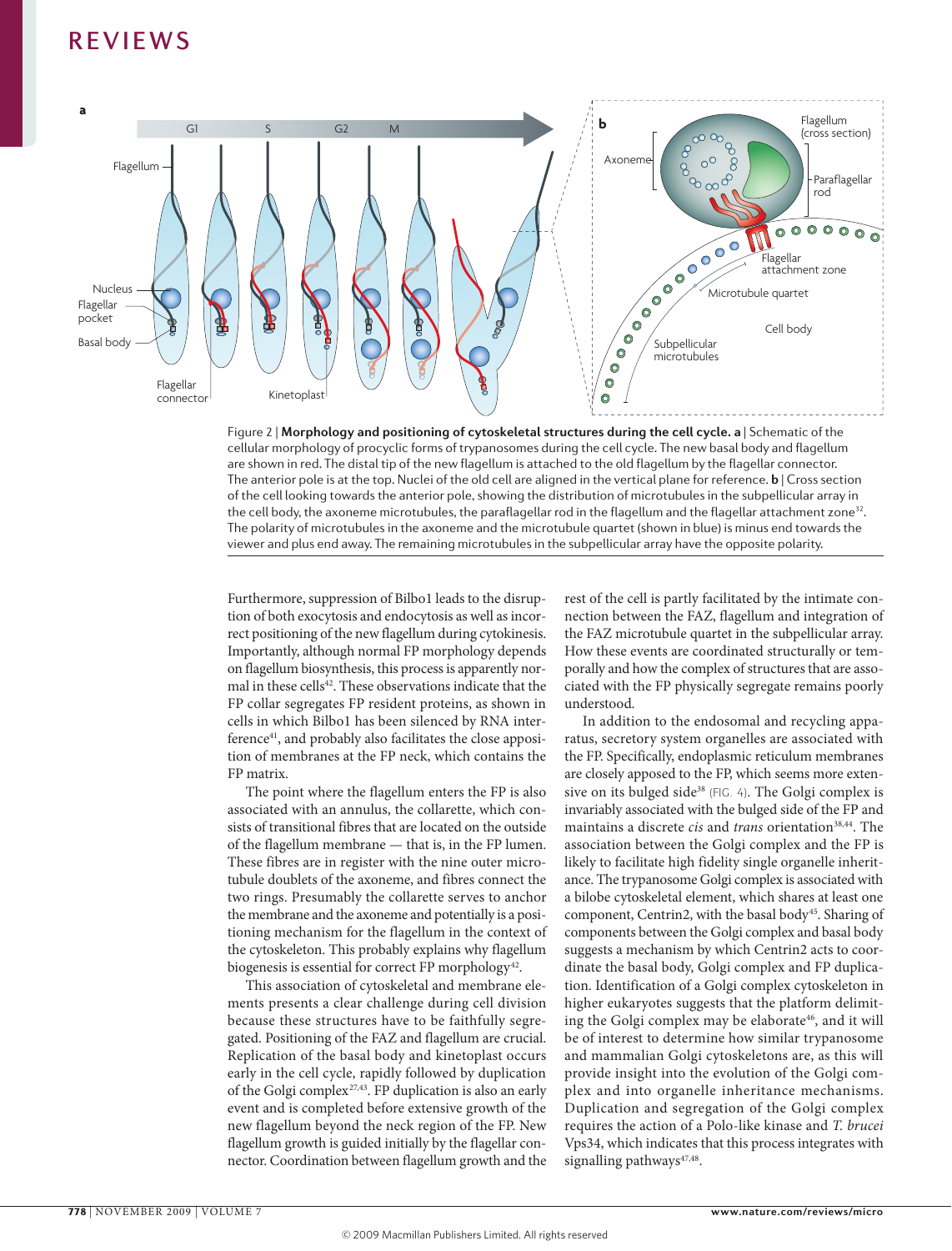a

G1 S G2 M

Flagellum

Nucleus

Flagellar pocket

Basal body

Flagellar connector

Kinetoplast

b

Axoneme

Flagellum (cross section)

Paraflagellar rod

Flagellar attachment zone

Microtubule quartet

Cell body

Subpellicular microtubules

Figure 2 | **Morphology and positioning of cytoskeletal structures during the cell cycle. a** | Schematic of the cellular morphology of procyclic forms of trypanosomes during the cell cycle. The new basal body and flagellum are shown in red. The distal tip of the new flagellum is attached to the old flagellum by the flagellar connector. The anterior pole is at the top. Nuclei of the old cell are aligned in the vertical plane for reference. **b** | Cross section of the cell looking towards the anterior pole, showing the distribution of microtubules in the subpellicular array in the cell body, the axoneme microtubules, the paraflagellar rod in the flagellum and the flagellar attachment zone[32]. The polarity of microtubules in the axoneme and the microtubule quartet (shown in blue) is minus end towards the viewer and plus end away. The remaining microtubules in the subpellicular array have the opposite polarity.

Furthermore, suppression of Bilbo1 leads to the disruption of both exocytosis and endocytosis as well as incorrect positioning of the new flagellum during cytokinesis. Importantly, although normal FP morphology depends on flagellum biosynthesis, this process is apparently normal in these cells[42]. These observations indicate that the FP collar segregates FP resident proteins, as shown in cells in which Bilbo1 has been silenced by RNA interference[41], and probably also facilitates the close apposition of membranes at the FP neck, which contains the FP matrix.

The point where the flagellum enters the FP is also associated with an annulus, the collarette, which consists of transitional fibres that are located on the outside of the flagellum membrane — that is, in the FP lumen. These fibres are in register with the nine outer microtubule doublets of the axoneme, and fibres connect the two rings. Presumably the collarette serves to anchor the membrane and the axoneme and potentially is a positioning mechanism for the flagellum in the context of the cytoskeleton. This probably explains why flagellum biogenesis is essential for correct FP morphology[42].

This association of cytoskeletal and membrane elements presents a clear challenge during cell division because these structures have to be faithfully segregated. Positioning of the FAZ and flagellum are crucial. Replication of the basal body and kinetoplast occurs early in the cell cycle, rapidly followed by duplication of the Golgi complex[27,43]. FP duplication is also an early event and is completed before extensive growth of the new flagellum beyond the neck region of the FP. New flagellum growth is guided initially by the flagellar connector. Coordination between flagellum growth and the rest of the cell is partly facilitated by the intimate connection between the FAZ, flagellum and integration of the FAZ microtubule quartet in the subpellicular array. How these events are coordinated structurally or temporally and how the complex of structures that are associated with the FP physically segregate remains poorly understood.

In addition to the endosomal and recycling apparatus, secretory system organelles are associated with the FP. Specifically, endoplasmic reticulum membranes are closely apposed to the FP, which seems more extensive on its bulged side[38] (FIG. 4). The Golgi complex is invariably associated with the bulged side of the FP and maintains a discrete *cis* and *trans* orientation[38,44]. The association between the Golgi complex and the FP is likely to facilitate high fidelity single organelle inheritance. The trypanosome Golgi complex is associated with a bilobe cytoskeletal element, which shares at least one component, Centrin2, with the basal body[45]. Sharing of components between the Golgi complex and basal body suggests a mechanism by which Centrin2 acts to coordinate the basal body, Golgi complex and FP duplication. Identification of a Golgi complex cytoskeleton in higher eukaryotes suggests that the platform delimiting the Golgi complex may be elaborate[46], and it will be of interest to determine how similar trypanosome and mammalian Golgi cytoskeletons are, as this will provide insight into the evolution of the Golgi complex and into organelle inheritance mechanisms. Duplication and segregation of the Golgi complex requires the action of a Polo-like kinase and *T. brucei* Vps34, which indicates that this process integrates with signalling pathways[47,48].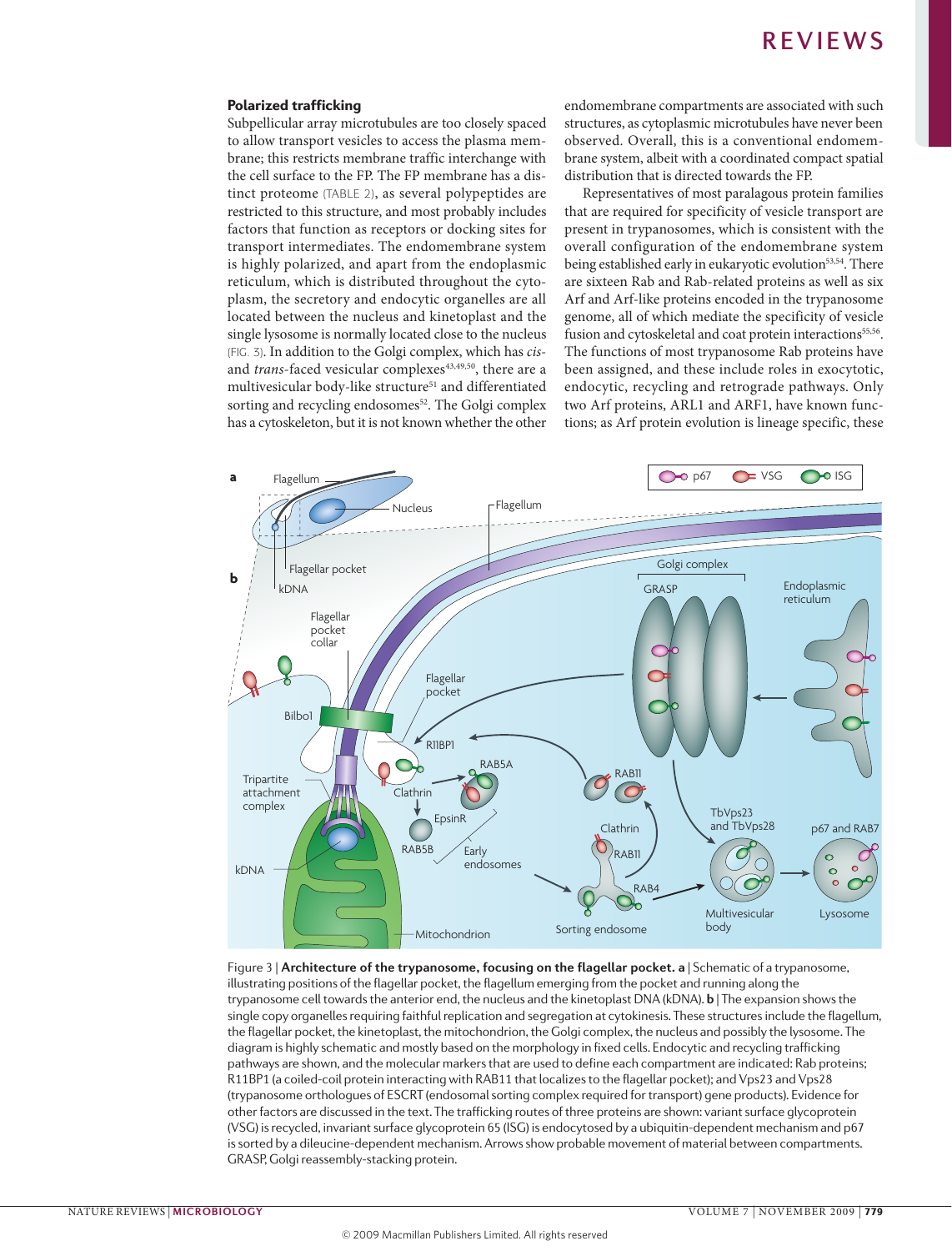### Polarized trafficking

Subpellicular array microtubules are too closely spaced to allow transport vesicles to access the plasma membrane; this restricts membrane traffic interchange with the cell surface to the FP. The FP membrane has a distinct proteome (TABLE 2), as several polypeptides are restricted to this structure, and most probably includes factors that function as receptors or docking sites for transport intermediates. The endomembrane system is highly polarized, and apart from the endoplasmic reticulum, which is distributed throughout the cytoplasm, the secretory and endocytic organelles are all located between the nucleus and kinetoplast and the single lysosome is normally located close to the nucleus (FIG. 3). In addition to the Golgi complex, which has *cis*- and *trans*-faced vesicular complexes[43,49,50], there are a multivesicular body-like structure[51] and differentiated sorting and recycling endosomes[52]. The Golgi complex has a cytoskeleton, but it is not known whether the other endomembrane compartments are associated with such structures, as cytoplasmic microtubules have never been observed. Overall, this is a conventional endomembrane system, albeit with a coordinated compact spatial distribution that is directed towards the FP.

Representatives of most paralagous protein families that are required for specificity of vesicle transport are present in trypanosomes, which is consistent with the overall configuration of the endomembrane system being established early in eukaryotic evolution[53,54]. There are sixteen Rab and Rab-related proteins as well as six Arf and Arf-like proteins encoded in the trypanosome genome, all of which mediate the specificity of vesicle fusion and cytoskeletal and coat protein interactions[55,56]. The functions of most trypanosome Rab proteins have been assigned, and these include roles in exocytotic, endocytic, recycling and retrograde pathways. Only two Arf proteins, ARL1 and ARF1, have known functions; as Arf protein evolution is lineage specific, these

Figure 3 | **Architecture of the trypanosome, focusing on the flagellar pocket. a** | Schematic of a trypanosome, illustrating positions of the flagellar pocket, the flagellum emerging from the pocket and running along the trypanosome cell towards the anterior end, the nucleus and the kinetoplast DNA (kDNA). **b** | The expansion shows the single copy organelles requiring faithful replication and segregation at cytokinesis. These structures include the flagellum, the flagellar pocket, the kinetoplast, the mitochondrion, the Golgi complex, the nucleus and possibly the lysosome. The diagram is highly schematic and mostly based on the morphology in fixed cells. Endocytic and recycling trafficking pathways are shown, and the molecular markers that are used to define each compartment are indicated: Rab proteins; R11BP1 (a coiled-coil protein interacting with RAB11 that localizes to the flagellar pocket); and Vps23 and Vps28 (trypanosome orthologues of ESCRT (endosomal sorting complex required for transport) gene products). Evidence for other factors are discussed in the text. The trafficking routes of three proteins are shown: variant surface glycoprotein (VSG) is recycled, invariant surface glycoprotein 65 (ISG) is endocytosed by a ubiquitin-dependent mechanism and p67 is sorted by a dileucine-dependent mechanism. Arrows show probable movement of material between compartments. GRASP, Golgi reassembly-stacking protein.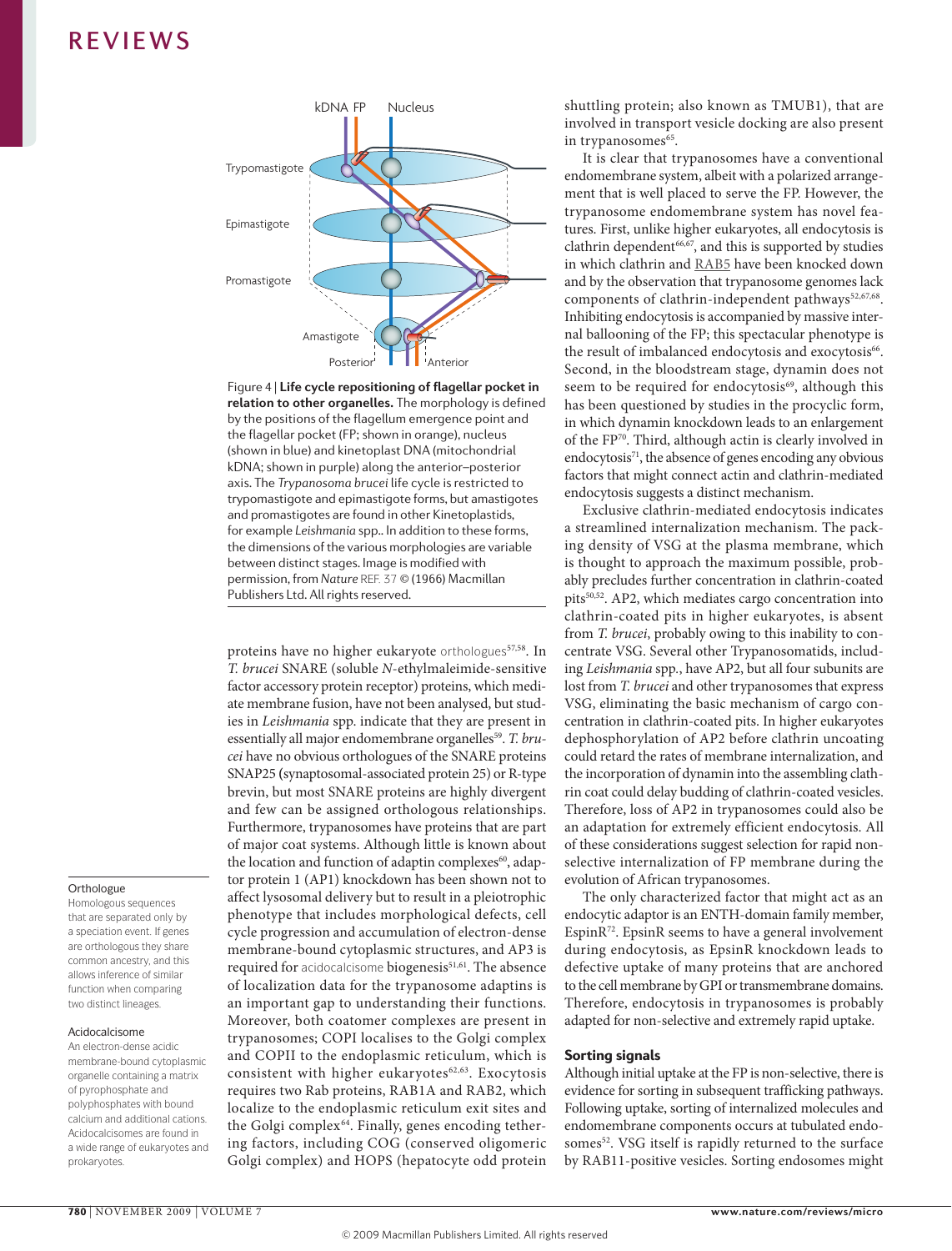Figure 4 | **Life cycle repositioning of flagellar pocket in relation to other organelles.** The morphology is defined by the positions of the flagellum emergence point and the flagellar pocket (FP; shown in orange), nucleus (shown in blue) and kinetoplast DNA (mitochondrial kDNA; shown in purple) along the anterior–posterior axis. The *Trypanosoma brucei* life cycle is restricted to trypomastigote and epimastigote forms, but amastigotes and promastigotes are found in other Kinetoplastids, for example *Leishmania* spp.. In addition to these forms, the dimensions of the various morphologies are variable between distinct stages. Image is modified with permission, from *Nature* REF. 37 © (1966) Macmillan Publishers Ltd. All rights reserved.

proteins have no higher eukaryote orthologues[57,58]. In *T. brucei* SNARE (soluble *N*-ethylmaleimide-sensitive factor accessory protein receptor) proteins, which mediate membrane fusion, have not been analysed, but studies in *Leishmania* spp. indicate that they are present in essentially all major endomembrane organelles[59]. *T. brucei* have no obvious orthologues of the SNARE proteins SNAP25 (synaptosomal-associated protein 25) or R-type brevin, but most SNARE proteins are highly divergent and few can be assigned orthologous relationships. Furthermore, trypanosomes have proteins that are part of major coat systems. Although little is known about the location and function of adaptin complexes[60], adaptor protein 1 (AP1) knockdown has been shown not to affect lysosomal delivery but to result in a pleiotrophic phenotype that includes morphological defects, cell cycle progression and accumulation of electron-dense membrane-bound cytoplasmic structures, and AP3 is required for acidocalcisome biogenesis[51,61]. The absence of localization data for the trypanosome adaptins is an important gap to understanding their functions. Moreover, both coatomer complexes are present in trypanosomes; COPI localises to the Golgi complex and COPII to the endoplasmic reticulum, which is consistent with higher eukaryotes[62,63]. Exocytosis requires two Rab proteins, RAB1A and RAB2, which localize to the endoplasmic reticulum exit sites and the Golgi complex[64]. Finally, genes encoding tethering factors, including COG (conserved oligomeric Golgi complex) and HOPS (hepatocyte odd protein shuttling protein; also known as TMUB1), that are involved in transport vesicle docking are also present in trypanosomes[65].

It is clear that trypanosomes have a conventional endomembrane system, albeit with a polarized arrangement that is well placed to serve the FP. However, the trypanosome endomembrane system has novel features. First, unlike higher eukaryotes, all endocytosis is clathrin dependent[66,67], and this is supported by studies in which clathrin and RAB5 have been knocked down and by the observation that trypanosome genomes lack components of clathrin-independent pathways[52,67,68]. Inhibiting endocytosis is accompanied by massive internal ballooning of the FP; this spectacular phenotype is the result of imbalanced endocytosis and exocytosis[66]. Second, in the bloodstream stage, dynamin does not seem to be required for endocytosis[69], although this has been questioned by studies in the procyclic form, in which dynamin knockdown leads to an enlargement of the FP[70]. Third, although actin is clearly involved in endocytosis[71], the absence of genes encoding any obvious factors that might connect actin and clathrin-mediated endocytosis suggests a distinct mechanism.

Exclusive clathrin-mediated endocytosis indicates a streamlined internalization mechanism. The packing density of VSG at the plasma membrane, which is thought to approach the maximum possible, probably precludes further concentration in clathrin-coated pits[50,52]. AP2, which mediates cargo concentration into clathrin-coated pits in higher eukaryotes, is absent from *T. brucei*, probably owing to this inability to concentrate VSG. Several other Trypanosomatids, including *Leishmania* spp., have AP2, but all four subunits are lost from *T. brucei* and other trypanosomes that express VSG, eliminating the basic mechanism of cargo concentration in clathrin-coated pits. In higher eukaryotes dephosphorylation of AP2 before clathrin uncoating could retard the rates of membrane internalization, and the incorporation of dynamin into the assembling clathrin coat could delay budding of clathrin-coated vesicles. Therefore, loss of AP2 in trypanosomes could also be an adaptation for extremely efficient endocytosis. All of these considerations suggest selection for rapid non-selective internalization of FP membrane during the evolution of African trypanosomes.

The only characterized factor that might act as an endocytic adaptor is an ENTH-domain family member, EpsinR[72]. EpsinR seems to have a general involvement during endocytosis, as EpsinR knockdown leads to defective uptake of many proteins that are anchored to the cell membrane by GPI or transmembrane domains. Therefore, endocytosis in trypanosomes is probably adapted for non-selective and extremely rapid uptake.

### Sorting signals

Although initial uptake at the FP is non-selective, there is evidence for sorting in subsequent trafficking pathways. Following uptake, sorting of internalized molecules and membrane components occurs at tubulated endosomes[52]. VSG itself is rapidly returned to the surface by RAB11-positive vesicles. Sorting endosomes might

**Orthologue**
Homologous sequences that are separated only by a speciation event. If genes are orthologous they share common ancestry, and this allows inference of similar function when comparing two distinct lineages.

**Acidocalcisome**
An electron-dense acidic membrane-bound cytoplasmic organelle containing a matrix of pyrophosphate and polyphosphates with bound calcium and additional cations. Acidocalcisomes are found in a wide range of eukaryotes and prokaryotes.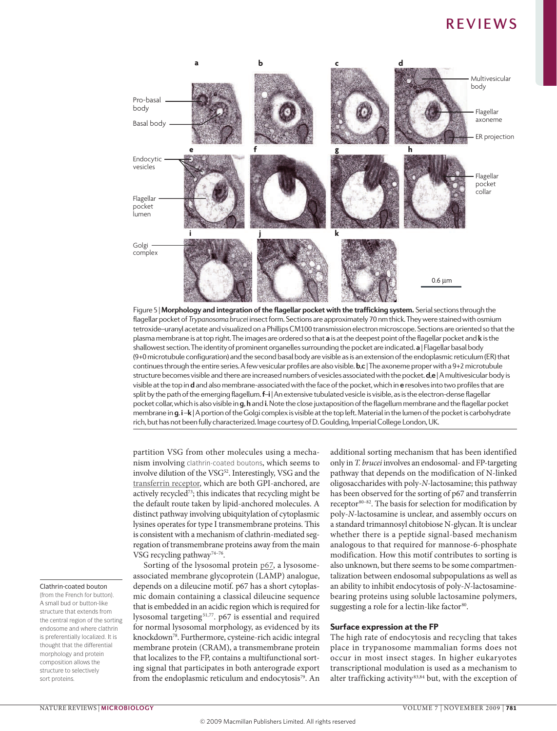Figure 5 | **Morphology and integration of the flagellar pocket with the trafficking system.** Serial sections through the flagellar pocket of *Trypanosoma brucei* insect form. Sections are approximately 70 nm thick. They were stained with osmium tetroxide–uranyl acetate and visualized on a Phillips CM100 transmission electron microscope. Sections are oriented so that the plasma membrane is at top right. The images are ordered so that **a** is at the deepest point of the flagellar pocket and **k** is the shallowest section. The identity of prominent organelles surrounding the pocket are indicated. **a** | Flagellar basal body (9+0 microtubule configuration) and the second basal body are visible as is an extension of the endoplasmic reticulum (ER) that continues through the entire series. A few vesicular profiles are also visible. **b**,**c** | The axoneme proper with a 9+2 microtubule structure becomes visible and there are increased numbers of vesicles associated with the pocket. **d**,**e** | A multivesicular body is visible at the top in **d** and also membrane-associated with the face of the pocket, which in **e** resolves into two profiles that are split by the path of the emerging flagellum. **f**–**i** | An extensive tubulated vesicle is visible, as is the electron-dense flagellar pocket collar, which is also visible in **g**, **h** and **i**. Note the close juxtaposition of the flagellum membrane and the flagellar pocket membrane in **g**. **i**–**k** | A portion of the Golgi complex is visible at the top left. Material in the lumen of the pocket is carbohydrate rich, but has not been fully characterized. Image courtesy of D. Goulding, Imperial College London, UK.

partition VSG from other molecules using a mechanism involving clathrin-coated boutons, which seems to involve dilution of the VSG[52]. Interestingly, VSG and the transferrin receptor, which are both GPI-anchored, are actively recycled[73]; this indicates that recycling might be the default route taken by lipid-anchored molecules. A distinct pathway involving ubiquitylation of cytoplasmic lysines operates for type I transmembrane proteins. This is consistent with a mechanism of clathrin-mediated segregation of transmembrane proteins away from the main VSG recycling pathway[74–76].

Sorting of the lysosomal protein p67, a lysosome-associated membrane glycoprotein (LAMP) analogue, depends on a dileucine motif. p67 has a short cytoplasmic domain containing a classical dileucine sequence that is embedded in an acidic region which is required for lysosomal targeting[51,77]. p67 is essential and required for normal lysosomal morphology, as evidenced by its knockdown[78]. Furthermore, cysteine-rich acidic integral membrane protein (CRAM), a transmembrane protein that localizes to the FP, contains a multifunctional sorting signal that participates in both anterograde export from the endoplasmic reticulum and endocytosis[79]. An additional sorting mechanism that has been identified only in *T. brucei* involves an endosomal- and FP-targeting pathway that depends on the modification of N-linked oligosaccharides with poly-*N*-lactosamine; this pathway has been observed for the sorting of p67 and transferrin receptor[80–82]. The basis for selection for modification by poly-*N*-lactosamine is unclear, and assembly occurs on a standard trimannosyl chitobiose N-glycan. It is unclear whether there is a peptide signal-based mechanism analogous to that required for mannose-6-phosphate modification. How this motif contributes to sorting is also unknown, but there seems to be some compartmentalization between endosomal subpopulations as well as an ability to inhibit endocytosis of poly-*N*-lactosamine-bearing proteins using soluble lactosamine polymers, suggesting a role for a lectin-like factor[80].

**Clathrin-coated bouton**
(from the French for button). A small bud or button-like structure that extends from the central region of the sorting endosome and where clathrin is preferentially localized. It is thought that the differential morphology and protein composition allows the structure to selectively sort proteins.

### Surface expression at the FP

The high rate of endocytosis and recycling that takes place in trypanosome mammalian forms does not occur in most insect stages. In higher eukaryotes transcriptional modulation is used as a mechanism to alter trafficking activity[83,84] but, with the exception of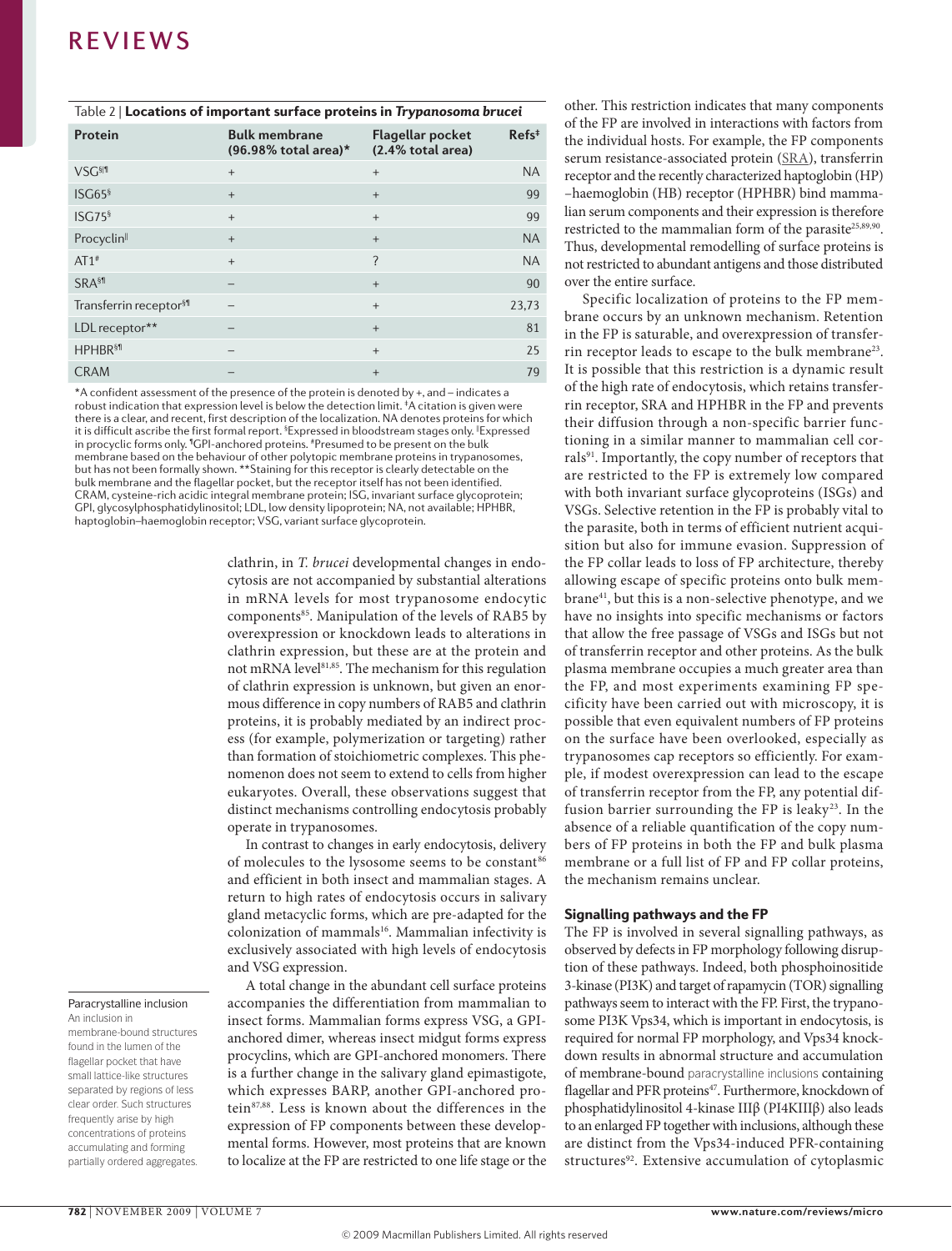Table 2 | **Locations of important surface proteins in *Trypanosoma brucei***

| Protein | Bulk membrane (96.98% total area)* | Flagellar pocket (2.4% total area) | Refs‡ |
|---|---|---|---|
| VSG§¶ | + | + | NA |
| ISG65§ | + | + | 99 |
| ISG75§ | + | + | 99 |
| Procyclin‖ | + | + | NA |
| AT1# | + | ? | NA |
| SRA§¶ | – | + | 90 |
| Transferrin receptor§¶ | – | + | 23,73 |
| LDL receptor** | – | + | 81 |
| HPHBR§¶ | – | + | 25 |
| CRAM | – | + | 79 |

*A confident assessment of the presence of the protein is denoted by +, and – indicates a robust indication that expression level is below the detection limit. ‡A citation is given were there is a clear, and recent, first description of the localization. NA denotes proteins for which it is difficult ascribe the first formal report. §Expressed in bloodstream stages only. ‖Expressed in procyclic forms only. ¶GPI-anchored proteins. #Presumed to be present on the bulk membrane based on the behaviour of other polytopic membrane proteins in trypanosomes, but has not been formally shown. **Staining for this receptor is clearly detectable on the bulk membrane and the flagellar pocket, but the receptor itself has not been identified. CRAM, cysteine-rich acidic integral membrane protein; ISG, invariant surface glycoprotein; GPI, glycosylphosphatidylinositol; LDL, low density lipoprotein; NA, not available; HPHBR, haptoglobin–haemoglobin receptor; VSG, variant surface glycoprotein.

clathrin, in *T. brucei* developmental changes in endocytosis are not accompanied by substantial alterations in mRNA levels for most trypanosome endocytic components[85]. Manipulation of the levels of RAB5 by overexpression or knockdown leads to alterations in clathrin expression, but these are at the protein and not mRNA level[81,85]. The mechanism for this regulation of clathrin expression is unknown, but given the enormous difference in copy numbers of RAB5 and clathrin proteins, it is probably mediated by an indirect process (for example, polymerization or targeting) rather than formation of stoichiometric complexes. This phenomenon does not seem to extend to cells from higher eukaryotes. Overall, these observations suggest that distinct mechanisms controlling endocytosis probably operate in trypanosomes.

In contrast to changes in early endocytosis, delivery of molecules to the lysosome seems to be constant[86] and efficient in both insect and mammalian stages. A return to high rates of endocytosis occurs in salivary gland metacyclic forms, which are pre-adapted for the colonization of mammals[16]. Mammalian infectivity is exclusively associated with high levels of endocytosis and VSG expression.

A total change in the abundant cell surface proteins accompanies the differentiation from mammalian to insect forms. Mammalian forms express VSG, a GPI-anchored dimer, whereas insect midgut forms express procyclins, which are GPI-anchored monomers. There is a further change in the salivary gland epimastigote, which expresses BARP, another GPI-anchored protein[87,88]. Less is known about the differences in the expression of FP components between these developmental forms. However, most proteins that are known to localize at the FP are restricted to one life stage or the other. This restriction indicates that many components of the FP are involved in interactions with factors from the individual hosts. For example, the FP components serum resistance-associated protein (SRA), transferrin receptor and the recently characterized haptoglobin (HP)–haemoglobin (HB) receptor (HPHBR) bind mammalian serum components and their expression is therefore restricted to the mammalian form of the parasite[25,89,90]. Thus, developmental remodelling of surface proteins is not restricted to abundant antigens and those distributed over the entire surface.

Specific localization of proteins to the FP membrane occurs by an unknown mechanism. Retention in the FP is saturable, and overexpression of transferrin receptor leads to escape to the bulk membrane[23]. It is possible that this restriction is a dynamic result of the high rate of endocytosis, which retains transferrin receptor, SRA and HPHBR in the FP and prevents their diffusion through a non-specific barrier functioning in a similar manner to mammalian cell corrals[91]. Importantly, the copy number of receptors that are restricted to the FP is extremely low compared with both invariant surface glycoproteins (ISGs) and VSGs. Selective retention in the FP is probably vital to the parasite, both in terms of efficient nutrient acquisition but also for immune evasion. Suppression of the FP collar leads to loss of FP architecture, thereby allowing escape of specific proteins onto bulk membrane[41], but this is a non-selective phenotype, and we have no insights into specific mechanisms or factors that allow the free passage of VSGs and ISGs but not of transferrin receptor and other proteins. As the bulk plasma membrane occupies a much greater area than the FP, and most experiments examining FP specificity have been carried out with microscopy, it is possible that even equivalent numbers of FP proteins on the surface have been overlooked, especially as trypanosomes cap receptors so efficiently. For example, if modest overexpression can lead to the escape of transferrin receptor from the FP, any potential diffusion barrier surrounding the FP is leaky[23]. In the absence of a reliable quantification of the copy numbers of FP proteins in both the FP and bulk plasma membrane or a full list of FP and FP collar proteins, the mechanism remains unclear.

### Signalling pathways and the FP

The FP is involved in several signalling pathways, as observed by defects in FP morphology following disruption of these pathways. Indeed, both phosphoinositide 3-kinase (PI3K) and target of rapamycin (TOR) signalling pathways seem to interact with the FP. First, the trypanosome PI3K Vps34, which is important in endocytosis, is required for normal FP morphology, and Vps34 knockdown results in abnormal structure and accumulation of membrane-bound paracrystalline inclusions containing flagellar and PFR proteins[47]. Furthermore, knockdown of phosphatidylinositol 4-kinase IIIβ (PI4KIIIβ) also leads to an enlarged FP together with inclusions, although these are distinct from the Vps34-induced PFR-containing structures[92]. Extensive accumulation of cytoplasmic

**Paracrystalline inclusion**
An inclusion in membrane-bound structures found in the lumen of the flagellar pocket that have small lattice-like structures separated by regions of less clear order. Such structures frequently arise by high concentrations of proteins accumulating and forming partially ordered aggregates.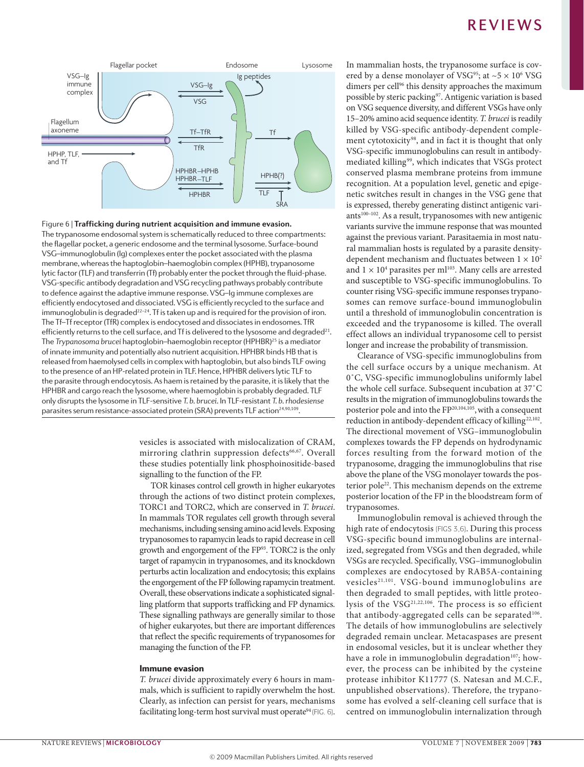Figure 6 | **Trafficking during nutrient acquisition and immune evasion.** The trypanosome endosomal system is schematically reduced to three compartments: the flagellar pocket, a generic endosome and the terminal lysosome. Surface-bound VSG–immunoglobulin (Ig) complexes enter the pocket associated with the plasma membrane, whereas the haptoglobin–haemoglobin complex (HPHB), trypanosome lytic factor (TLF) and transferrin (Tf) probably enter the pocket through the fluid-phase. VSG-specific antibody degradation and VSG recycling pathways probably contribute to defence against the adaptive immune response. VSG–Ig immune complexes are efficiently endocytosed and dissociated. VSG is efficiently recycled to the surface and immunoglobulin is degraded[22–24]. Tf is taken up and is required for the provision of iron. The Tf–Tf receptor (TfR) complex is endocytosed and dissociates in endosomes. TfR efficiently returns to the cell surface, and Tf is delivered to the lysosome and degraded[21]. The *Trypanosoma brucei* haptoglobin–haemoglobin receptor (HPHBR)[25] is a mediator of innate immunity and potentially also nutrient acquisition. HPHBR binds HB that is released from haemolysed cells in complex with haptoglobin, but also binds TLF owing to the presence of an HP-related protein in TLF. Hence, HPHBR delivers lytic TLF to the parasite through endocytosis. As haem is retained by the parasite, it is likely that the HPHBR and cargo reach the lysosome, where haemoglobin is probably degraded. TLF only disrupts the lysosome in TLF-sensitive *T. b. brucei*. In TLF-resistant *T. b. rhodesiense* parasites serum resistance-associated protein (SRA) prevents TLF action[24,90,109].

vesicles is associated with mislocalization of CRAM, mirroring clathrin suppression defects[66,67]. Overall these studies potentially link phosphoinositide-based signalling to the function of the FP.

TOR kinases control cell growth in higher eukaryotes through the actions of two distinct protein complexes, TORC1 and TORC2, which are conserved in *T. brucei*. In mammals TOR regulates cell growth through several mechanisms, including sensing amino acid levels. Exposing trypanosomes to rapamycin leads to rapid decrease in cell growth and engorgement of the FP[93]. TORC2 is the only target of rapamycin in trypanosomes, and its knockdown perturbs actin localization and endocytosis; this explains the engorgement of the FP following rapamycin treatment. Overall, these observations indicate a sophisticated signalling platform that supports trafficking and FP dynamics. These signalling pathways are generally similar to those of higher eukaryotes, but there are important differences that reflect the specific requirements of trypanosomes for managing the function of the FP.

## Immune evasion

*T. brucei* divide approximately every 6 hours in mammals, which is sufficient to rapidly overwhelm the host. Clearly, as infection can persist for years, mechanisms facilitating long-term host survival must operate[94] (FIG. 6). In mammalian hosts, the trypanosome surface is covered by a dense monolayer of VSG[95]; at ~$5 \times 10^6$ VSG dimers per cell[96] this density approaches the maximum possible by steric packing[97]. Antigenic variation is based on VSG sequence diversity, and different VSGs have only 15–20% amino acid sequence identity. *T. brucei* is readily killed by VSG-specific antibody-dependent complement cytotoxicity[98], and in fact it is thought that only VSG-specific immunoglobulins can result in antibody-mediated killing[99], which indicates that VSGs protect conserved plasma membrane proteins from immune recognition. At a population level, genetic and epigenetic switches result in changes in the VSG gene that is expressed, thereby generating distinct antigenic variants[100–102]. As a result, trypanosomes with new antigenic variants survive the immune response that was mounted against the previous variant. Parasitaemia in most natural mammalian hosts is regulated by a parasite density-dependent mechanism and fluctuates between $1 \times 10^2$ and $1 \times 10^4$ parasites per ml[103]. Many cells are arrested and susceptible to VSG-specific immunoglobulins. To counter rising VSG-specific immune responses trypanosomes can remove surface-bound immunoglobulin until a threshold of immunoglobulin concentration is exceeded and the trypanosome is killed. The overall effect allows an individual trypanosome cell to persist longer and increase the probability of transmission.

Clearance of VSG-specific immunoglobulins from the cell surface occurs by a unique mechanism. At 0 °C, VSG-specific immunoglobulins uniformly label the whole cell surface. Subsequent incubation at 37 °C results in the migration of immunoglobulins towards the posterior pole and into the FP[20,104,105], with a consequent reduction in antibody-dependent efficacy of killing[22,102]. The directional movement of VSG–immunoglobulin complexes towards the FP depends on hydrodynamic forces resulting from the forward motion of the trypanosome, dragging the immunoglobulins that rise above the plane of the VSG monolayer towards the posterior pole[22]. This mechanism depends on the extreme posterior location of the FP in the bloodstream form of trypanosomes.

Immunoglobulin removal is achieved through the high rate of endocytosis (FIGS 3,6). During this process VSG-specific bound immunoglobulins are internalized, segregated from VSGs and then degraded, while VSGs are recycled. Specifically, VSG–immunoglobulin complexes are endocytosed by RAB5A-containing vesicles[21,101]. VSG-bound immunoglobulins are then degraded to small peptides, with little proteolysis of the VSG[21,22,106]. The process is so efficient that antibody-aggregated cells can be separated[106]. The details of how immunoglobulins are selectively degraded remain unclear. Metacaspases are present in endosomal vesicles, but it is unclear whether they have a role in immunoglobulin degradation[107]; however, the process can be inhibited by the cysteine protease inhibitor K11777 (S. Natesan and M.C.F., unpublished observations). Therefore, the trypanosome has evolved a self-cleaning cell surface that is centred on immunoglobulin internalization through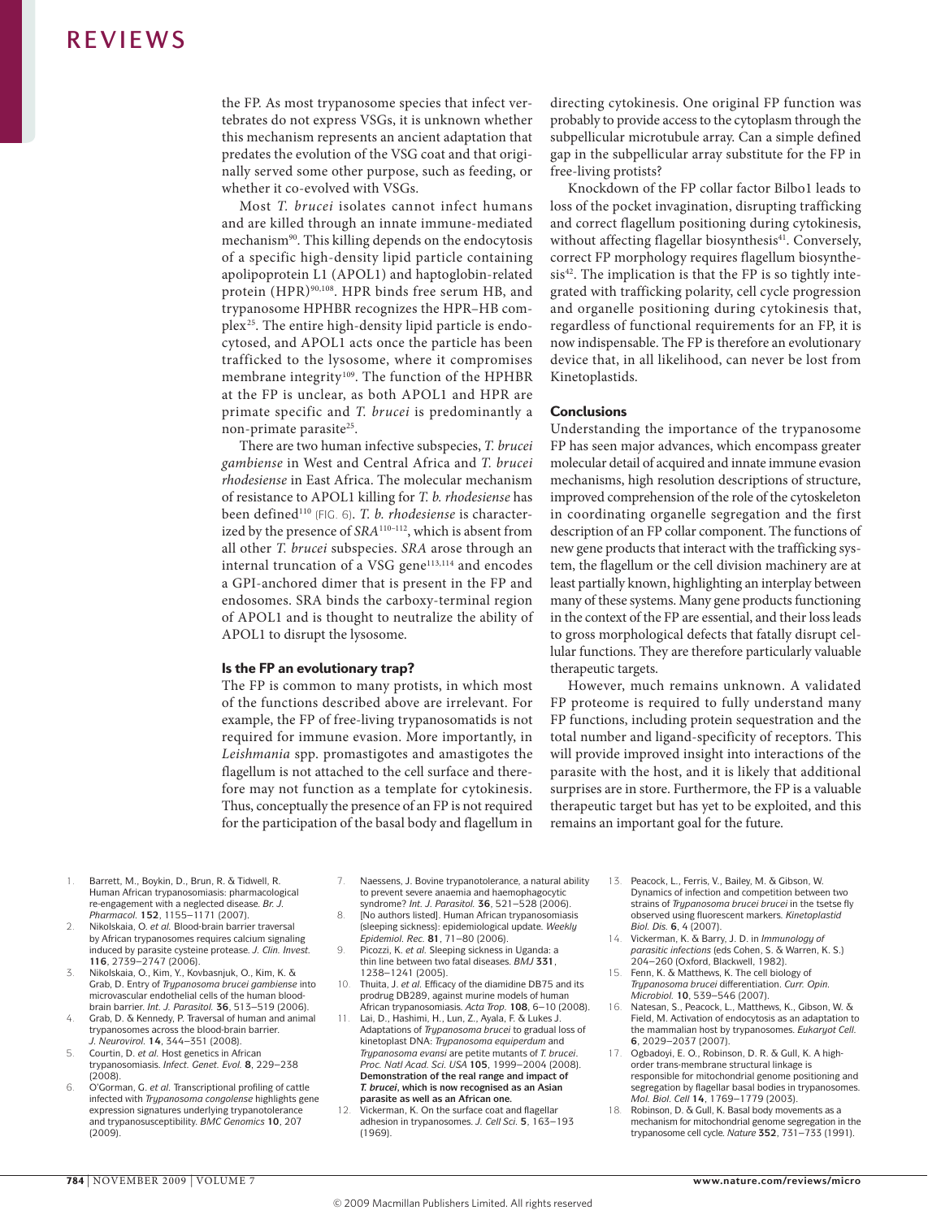the FP. As most trypanosome species that infect vertebrates do not express VSGs, it is unknown whether this mechanism represents an ancient adaptation that predates the evolution of the VSG coat and that originally served some other purpose, such as feeding, or whether it co-evolved with VSGs.

Most *T. brucei* isolates cannot infect humans and are killed through an innate immune-mediated mechanism[90]. This killing depends on the endocytosis of a specific high-density lipid particle containing apolipoprotein L1 (APOL1) and haptoglobin-related protein (HPR)[90,108]. HPR binds free serum HB, and trypanosome HPHBR recognizes the HPR–HB complex[25]. The entire high-density lipid particle is endocytosed, and APOL1 acts once the particle has been trafficked to the lysosome, where it compromises membrane integrity[109]. The function of the HPHBR at the FP is unclear, as both APOL1 and HPR are primate specific and *T. brucei* is predominantly a non-primate parasite[25].

There are two human infective subspecies, *T. brucei gambiense* in West and Central Africa and *T. brucei rhodesiense* in East Africa. The molecular mechanism of resistance to APOL1 killing for *T. b. rhodesiense* has been defined[110] (FIG. 6). *T. b. rhodesiense* is characterized by the presence of *SRA*[110–112], which is absent from all other *T. brucei* subspecies. *SRA* arose through an internal truncation of a VSG gene[113,114] and encodes a GPI-anchored dimer that is present in the FP and endosomes. SRA binds the carboxy-terminal region of APOL1 and is thought to neutralize the ability of APOL1 to disrupt the lysosome.

### Is the FP an evolutionary trap?

The FP is common to many protists, in which most of the functions described above are irrelevant. For example, the FP of free-living trypanosomatids is not required for immune evasion. More importantly, in *Leishmania* spp. promastigotes and amastigotes the flagellum is not attached to the cell surface and therefore may not function as a template for cytokinesis. Thus, conceptually the presence of an FP is not required for the participation of the basal body and flagellum in directing cytokinesis. One original FP function was probably to provide access to the cytoplasm through the subpellicular microtubule array. Can a simple defined gap in the subpellicular array substitute for the FP in free-living protists?

Knockdown of the FP collar factor Bilbo1 leads to loss of the pocket invagination, disrupting trafficking and correct flagellum positioning during cytokinesis, without affecting flagellar biosynthesis[41]. Conversely, correct FP morphology requires flagellum biosynthesis[42]. The implication is that the FP is so tightly integrated with trafficking polarity, cell cycle progression and organelle positioning during cytokinesis that, regardless of functional requirements for an FP, it is now indispensable. The FP is therefore an evolutionary device that, in all likelihood, can never be lost from Kinetoplastids.

### Conclusions

Understanding the importance of the trypanosome FP has seen major advances, which encompass greater molecular detail of acquired and innate immune evasion mechanisms, high resolution descriptions of structure, improved comprehension of the role of the cytoskeleton in coordinating organelle segregation and the first description of an FP collar component. The functions of new gene products that interact with the trafficking system, the flagellum or the cell division machinery are at least partially known, highlighting an interplay between many of these systems. Many gene products functioning in the context of the FP are essential, and their loss leads to gross morphological defects that fatally disrupt cellular functions. They are therefore particularly valuable therapeutic targets.

However, much remains unknown. A validated FP proteome is required to fully understand many FP functions, including protein sequestration and the total number and ligand-specificity of receptors. This will provide improved insight into interactions of the parasite with the host, and it is likely that additional surprises are in store. Furthermore, the FP is a valuable therapeutic target but has yet to be exploited, and this remains an important goal for the future.

1. Barrett, M., Boykin, D., Brun, R. & Tidwell, R. Human African trypanosomiasis: pharmacological re-engagement with a neglected disease. *Br. J. Pharmacol.* **152**, 1155–1171 (2007).
2. Nikolskaia, O. *et al.* Blood-brain barrier traversal by African trypanosomes requires calcium signaling induced by parasite cysteine protease. *J. Clin. Invest.* **116**, 2739–2747 (2006).
3. Nikolskaia, O., Kim, Y., Kovbasnjuk, O., Kim, K. & Grab, D. Entry of *Trypanosoma brucei gambiense* into microvascular endothelial cells of the human blood-brain barrier. *Int. J. Parasitol.* **36**, 513–519 (2006).
4. Grab, D. & Kennedy, P. Traversal of human and animal trypanosomes across the blood-brain barrier. *J. Neurovirol.* **14**, 344–351 (2008).
5. Courtin, D. *et al.* Host genetics in African trypanosomiasis. *Infect. Genet. Evol.* **8**, 229–238 (2008).
6. O'Gorman, G. *et al.* Transcriptional profiling of cattle infected with *Trypanosoma congolense* highlights gene expression signatures underlying trypanotolerance and trypanosusceptibility. *BMC Genomics* **10**, 207 (2009).
7. Naessens, J. Bovine trypanotolerance, a natural ability to prevent severe anaemia and haemophagocytic syndrome? *Int. J. Parasitol.* **36**, 521–528 (2006).
8. [No authors listed]. Human African trypanosomiasis (sleeping sickness): epidemiological update. *Weekly Epidemiol. Rec.* **81**, 71–80 (2006).
9. Picozzi, K. *et al.* Sleeping sickness in Uganda: a thin line between two fatal diseases. *BMJ* **331**, 1238–1241 (2005).
10. Thuita, J. *et al.* Efficacy of the diamidine DB75 and its prodrug DB289, against murine models of human African trypanosomiasis. *Acta Trop.* **108**, 6–10 (2008).
11. Lai, D., Hashimi, H., Lun, Z., Ayala, F. & Lukes J. Adaptations of *Trypanosoma brucei* to gradual loss of kinetoplast DNA: *Trypanosoma equiperdum* and *Trypanosoma evansi* are petite mutants of *T. brucei*. *Proc. Natl Acad. Sci. USA* **105**, 1999–2004 (2008). **Demonstration of the real range and impact of *T. brucei*, which is now recognised as an Asian parasite as well as an African one.**
12. Vickerman, K. On the surface coat and flagellar adhesion in trypanosomes. *J. Cell Sci.* **5**, 163–193 (1969).
13. Peacock, L., Ferris, V., Bailey, M. & Gibson, W. Dynamics of infection and competition between two strains of *Trypanosoma brucei brucei* in the tsetse fly observed using fluorescent markers. *Kinetoplastid Biol. Dis.* **6**, 4 (2007).
14. Vickerman, K. & Barry, J. D. in *Immunology of parasitic infections* (eds Cohen, S. & Warren, K. S.) 204–260 (Oxford, Blackwell, 1982).
15. Fenn, K. & Matthews, K. The cell biology of *Trypanosoma brucei* differentiation. *Curr. Opin. Microbiol.* **10**, 539–546 (2007).
16. Natesan, S., Peacock, L., Matthews, K., Gibson, W. & Field, M. Activation of endocytosis as an adaptation to the mammalian host by trypanosomes. *Eukaryot Cell.* **6**, 2029–2037 (2007).
17. Ogbadoyi, E. O., Robinson, D. R. & Gull, K. A high-order trans-membrane structural linkage is responsible for mitochondrial genome positioning and segregation by flagellar basal bodies in trypanosomes. *Mol. Biol. Cell* **14**, 1769–1779 (2003).
18. Robinson, D. & Gull, K. Basal body movements as a mechanism for mitochondrial genome segregation in the trypanosome cell cycle. *Nature* **352**, 731–733 (1991).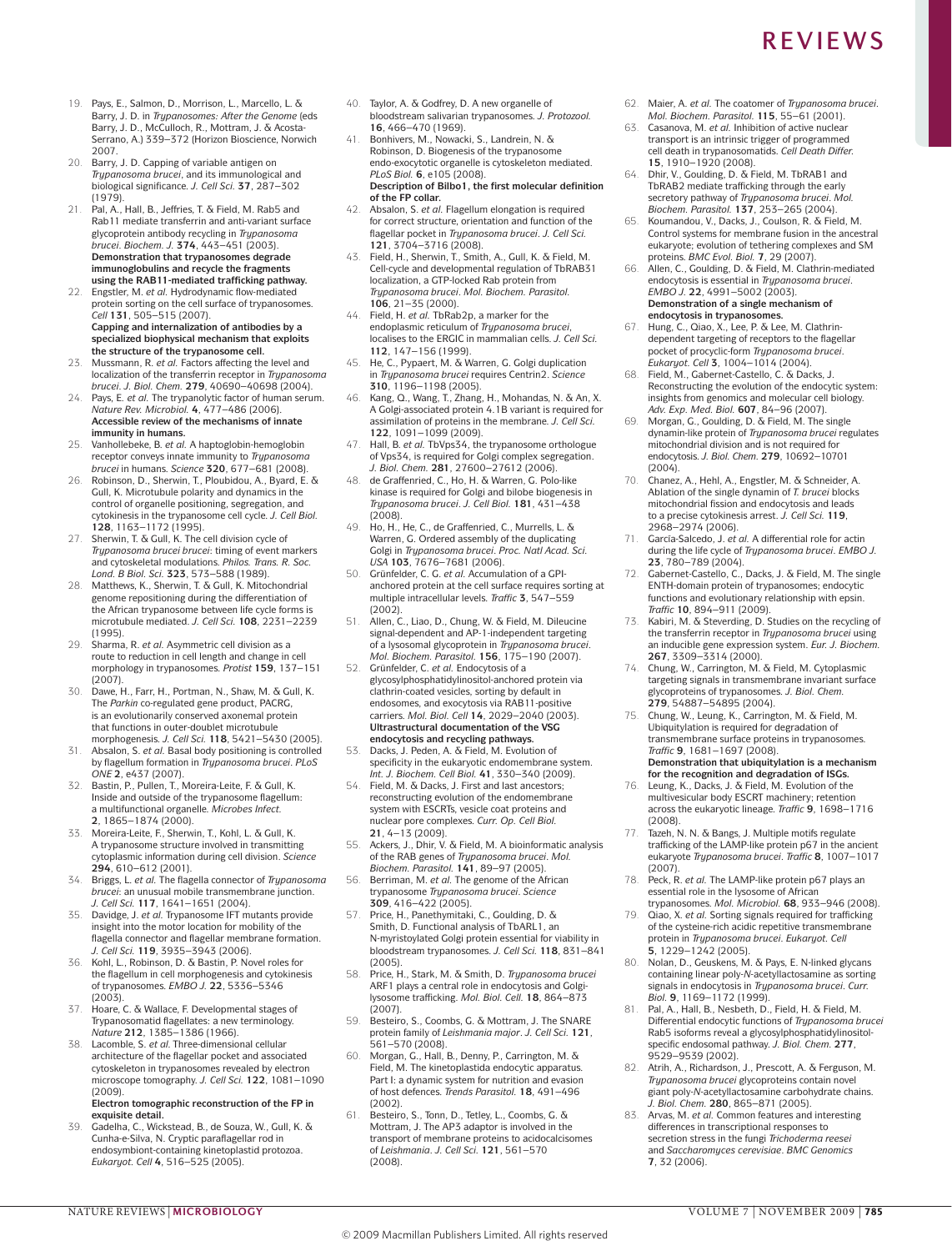19. Pays, E., Salmon, D., Morrison, L., Marcello, L. & Barry, J. D. in *Trypanosomes: After the Genome* (eds Barry, J. D., McCulloch, R., Mottram, J. & Acosta-Serrano, A.) 339–372 (Horizon Bioscience, Norwich 2007).
20. Barry, J. D. Capping of variable antigen on *Trypanosoma brucei*, and its immunological and biological significance. *J. Cell Sci.* **37**, 287–302 (1979).
21. Pal, A., Hall, B., Jeffries, T. & Field, M. Rab5 and Rab11 mediate transferrin and anti-variant surface glycoprotein antibody recycling in *Trypanosoma brucei*. *Biochem. J.* **374**, 443–451 (2003). **Demonstration that trypanosomes degrade immunoglobulins and recycle the fragments using the RAB11-mediated trafficking pathway.**
22. Engstler, M. *et al.* Hydrodynamic flow-mediated protein sorting on the cell surface of trypanosomes. *Cell* **131**, 505–515 (2007). **Capping and internalization of antibodies by a specialized biophysical mechanism that exploits the structure of the trypanosome cell.**
23. Mussmann, R. *et al.* Factors affecting the level and localization of the transferrin receptor in *Trypanosoma brucei*. *J. Biol. Chem.* **279**, 40690–40698 (2004).
24. Pays, E. *et al.* The trypanolytic factor of human serum. *Nature Rev. Microbiol.* **4**, 477–486 (2006). **Accessible review of the mechanisms of innate immunity in humans.**
25. Vanhollebeke, B. *et al.* A haptoglobin-hemoglobin receptor conveys innate immunity to *Trypanosoma brucei* in humans. *Science* **320**, 677–681 (2008).
26. Robinson, D., Sherwin, T., Ploubidou, A., Byard, E. & Gull, K. Microtubule polarity and dynamics in the control of organelle positioning, segregation, and cytokinesis in the trypanosome cell cycle. *J. Cell Biol.* **128**, 1163–1172 (1995).
27. Sherwin, T. & Gull, K. The cell division cycle of *Trypanosoma brucei brucei*: timing of event markers and cytoskeletal modulations. *Philos. Trans. R. Soc. Lond. B Biol. Sci.* **323**, 573–588 (1989).
28. Matthews, K., Sherwin, T. & Gull, K. Mitochondrial genome repositioning during the differentiation of the African trypanosome between life cycle forms is microtubule mediated. *J. Cell Sci.* **108**, 2231–2239 (1995).
29. Sharma, R. *et al.* Asymmetric cell division as a route to reduction in cell length and change in cell morphology in trypanosomes. *Protist* **159**, 137–151 (2007).
30. Dawe, H., Farr, H., Portman, N., Shaw, M. & Gull, K. The *Parkin* co-regulated gene product, PACRG, is an evolutionarily conserved axonemal protein that functions in outer-doublet microtubule morphogenesis. *J. Cell Sci.* **118**, 5421–5430 (2005).
31. Absalon, S. *et al.* Basal body positioning is controlled by flagellum formation in *Trypanosoma brucei*. *PLoS ONE* **2**, e437 (2007).
32. Bastin, P., Pullen, T., Moreira-Leite, F. & Gull, K. Inside and outside of the trypanosome flagellum: a multifunctional organelle. *Microbes Infect.* **2**, 1865–1874 (2000).
33. Moreira-Leite, F., Sherwin, T., Kohl, L. & Gull, K. A trypanosome structure involved in transmitting cytoplasmic information during cell division. *Science* **294**, 610–612 (2001).
34. Briggs, L. *et al.* The flagella connector of *Trypanosoma brucei*: an unusual mobile transmembrane junction. *J. Cell Sci.* **117**, 1641–1651 (2004).
35. Davidge, J. *et al.* Trypanosome IFT mutants provide insight into the motor location for mobility of the flagella connector and flagellar membrane formation. *J. Cell Sci.* **119**, 3935–3943 (2006).
36. Kohl, L., Robinson, D. & Bastin, P. Novel roles for the flagellum in cell morphogenesis and cytokinesis of trypanosomes. *EMBO J.* **22**, 5336–5346 (2003).
37. Hoare, C. & Wallace, F. Developmental stages of Trypanosomatid flagellates: a new terminology. *Nature* **212**, 1385–1386 (1966).
38. Lacomble, S. *et al.* Three-dimensional cellular architecture of the flagellar pocket and associated cytoskeleton in trypanosomes revealed by electron microscope tomography. *J. Cell Sci.* **122**, 1081–1090 (2009). **Electron tomographic reconstruction of the FP in exquisite detail.**
39. Gadelha, C., Wickstead, B., de Souza, W., Gull, K. & Cunha-e-Silva, N. Cryptic paraflagellar rod in endosymbiont-containing kinetoplastid protozoa. *Eukaryot. Cell* **4**, 516–525 (2005).
40. Taylor, A. & Godfrey, D. A new organelle of bloodstream salivarian trypanosomes. *J. Protozool.* **16**, 466–470 (1969).
41. Bonhivers, M., Nowacki, S., Landrein, N. & Robinson, D. Biogenesis of the trypanosome endo-exocytotic organelle is cytoskeleton mediated. *PLoS Biol.* **6**, e105 (2008). **Description of Bilbo1, the first molecular definition of the FP collar.**
42. Absalon, S. *et al.* Flagellum elongation is required for correct structure, orientation and function of the flagellar pocket in *Trypanosoma brucei*. *J. Cell Sci.* **121**, 3704–3716 (2008).
43. Field, H., Sherwin, T., Smith, A., Gull, K. & Field, M. Cell-cycle and developmental regulation of TbRAB31 localization, a GTP-locked Rab protein from *Trypanosoma brucei*. *Mol. Biochem. Parasitol.* **106**, 21–35 (2000).
44. Field, H. *et al.* TbRab2p, a marker for the endoplasmic reticulum of *Trypanosoma brucei*, localises to the ERGIC in mammalian cells. *J. Cell Sci.* **112**, 147–156 (1999).
45. He, C., Pypaert, M. & Warren, G. Golgi duplication in *Trypanosoma brucei* requires Centrin2. *Science* **310**, 1196–1198 (2005).
46. Kang, Q., Wang, T., Zhang, H., Mohandas, N. & An, X. A Golgi-associated protein 4.1B variant is required for assimilation of proteins in the membrane. *J. Cell Sci.* **122**, 1091–1099 (2009).
47. Hall, B. *et al.* TbVps34, the trypanosome orthologue of Vps34, is required for Golgi complex segregation. *J. Biol. Chem.* **281**, 27600–27612 (2006).
48. de Graffenried, C., Ho, H. & Warren, G. Polo-like kinase is required for Golgi and bilobe biogenesis in *Trypanosoma brucei*. *J. Cell Biol.* **181**, 431–438 (2008).
49. Ho, H., He, C., de Graffenried, C., Murrells, L. & Warren, G. Ordered assembly of the duplicating Golgi in *Trypanosoma brucei*. *Proc. Natl Acad. Sci. USA* **103**, 7676–7681 (2006).
50. Grünfelder, C. G. *et al.* Accumulation of a GPI-anchored protein at the cell surface requires sorting at multiple intracellular levels. *Traffic* **3**, 547–559 (2002).
51. Allen, C., Liao, D., Chung, W. & Field, M. Dileucine signal-dependent and AP-1-independent targeting of a lysosomal glycoprotein in *Trypanosoma brucei*. *Mol. Biochem. Parasitol.* **156**, 175–190 (2007).
52. Grünfelder, C. *et al.* Endocytosis of a glycosylphosphatidylinositol-anchored protein via clathrin-coated vesicles, sorting by default in endosomes, and exocytosis via RAB11-positive carriers. *Mol. Biol. Cell* **14**, 2029–2040 (2003). **Ultrastructural documentation of the VSG endocytosis and recycling pathways.**
53. Dacks, J. Peden, A. & Field, M. Evolution of specificity in the eukaryotic endomembrane system. *Int. J. Biochem. Cell Biol.* **41**, 330–340 (2009).
54. Field, M. & Dacks, J. First and last ancestors; reconstructing evolution of the endomembrane system with ESCRTs, vesicle coat proteins and nuclear pore complexes. *Curr. Op. Cell Biol.* **21**, 4–13 (2009).
55. Ackers, J., Dhir, V. & Field, M. A bioinformatic analysis of the RAB genes of *Trypanosoma brucei*. *Mol. Biochem. Parasitol.* **141**, 89–97 (2005).
56. Berriman, M. *et al.* The genome of the African trypanosome *Trypanosoma brucei*. *Science* **309**, 416–422 (2005).
57. Price, H., Panethymitaki, C., Goulding, D. & Smith, D. Functional analysis of TbARL1, an N-myristoylated Golgi protein essential for viability in bloodstream trypanosomes. *J. Cell Sci.* **118**, 831–841 (2005).
58. Price, H., Stark, M. & Smith, D. *Trypanosoma brucei* ARF1 plays a central role in endocytosis and Golgi-lysosome trafficking. *Mol. Biol. Cell.* **18**, 864–873 (2007).
59. Besteiro, S., Coombs, G. & Mottram, J. The SNARE protein family of *Leishmania major*. *J. Cell Sci.* **121**, 561–570 (2008).
60. Morgan, G., Hall, B., Denny, P., Carrington, M. & Field, M. The kinetoplastida endocytic apparatus. Part I: a dynamic system for nutrition and evasion of host defences. *Trends Parasitol.* **18**, 491–496 (2002).
61. Besteiro, S., Tonn, D., Tetley, L., Coombs, G. & Mottram, J. The AP3 adaptor is involved in the transport of membrane proteins to acidocalcisomes of *Leishmania*. *J. Cell Sci.* **121**, 561–570 (2008).
62. Maier, A. *et al.* The coatomer of *Trypanosoma brucei*. *Mol. Biochem. Parasitol.* **115**, 55–61 (2001).
63. Casanova, M. *et al.* Inhibition of active nuclear transport is an intrinsic trigger of programmed cell death in trypanosomatids. *Cell Death Differ.* **15**, 1910–1920 (2008).
64. Dhir, V., Goulding, D. & Field, M. TbRAB1 and TbRAB2 mediate trafficking through the early secretory pathway of *Trypanosoma brucei*. *Mol. Biochem. Parasitol.* **137**, 253–265 (2004).
65. Koumandou, V., Dacks, J., Coulson, R. & Field, M. Control systems for membrane fusion in the ancestral eukaryote; evolution of tethering complexes and SM proteins. *BMC Evol. Biol.* **7**, 29 (2007).
66. Allen, C., Goulding, D. & Field, M. Clathrin-mediated endocytosis is essential in *Trypanosoma brucei*. *EMBO J.* **22**, 4991–5002 (2003). **Demonstration of a single mechanism of endocytosis in trypanosomes.**
67. Hung, C., Qiao, X., Lee, P. & Lee, M. Clathrin-dependent targeting of receptors to the flagellar pocket of procyclic-form *Trypanosoma brucei*. *Eukaryot. Cell* **3**, 1004–1014 (2004).
68. Field, M., Gabernet-Castello, C. & Dacks, J. Reconstructing the evolution of the endocytic system: insights from genomics and molecular cell biology. *Adv. Exp. Med. Biol.* **607**, 84–96 (2007).
69. Morgan, G., Goulding, D. & Field, M. The single dynamin-like protein of *Trypanosoma brucei* regulates mitochondrial division and is not required for endocytosis. *J. Biol. Chem.* **279**, 10692–10701 (2004).
70. Chanez, A., Hehl, A., Engstler, M. & Schneider, A. Ablation of the single dynamin of *T. brucei* blocks mitochondrial fission and endocytosis and leads to a precise cytokinesis arrest. *J. Cell Sci.* **119**, 2968–2974 (2006).
71. García-Salcedo, J. *et al.* A differential role for actin during the life cycle of *Trypanosoma brucei*. *EMBO J.* **23**, 780–789 (2004).
72. Gabernet-Castello, C., Dacks, J. & Field, M. The single ENTH-domain protein of trypanosomes; endocytic functions and evolutionary relationship with epsin. *Traffic* **10**, 894–911 (2009).
73. Kabiri, M. & Steverding, D. Studies on the recycling of the transferrin receptor in *Trypanosoma brucei* using an inducible gene expression system. *Eur. J. Biochem.* **267**, 3309–3314 (2000).
74. Chung, W., Carrington, M. & Field, M. Cytoplasmic targeting signals in transmembrane invariant surface glycoproteins of trypanosomes. *J. Biol. Chem.* **279**, 54887–54895 (2004).
75. Chung, W., Leung, K., Carrington, M. & Field, M. Ubiquitylation is required for degradation of transmembrane surface proteins in trypanosomes. *Traffic* **9**, 1681–1697 (2008). **Demonstration that ubiquitylation is a mechanism for the recognition and degradation of ISGs.**
76. Leung, K., Dacks, J. & Field, M. Evolution of the multivesicular body ESCRT machinery; retention across the eukaryotic lineage. *Traffic* **9**, 1698–1716 (2008).
77. Tazeh, N. N. & Bangs, J. Multiple motifs regulate trafficking of the LAMP-like protein p67 in the ancient eukaryote *Trypanosoma brucei*. *Traffic* **8**, 1007–1017 (2007).
78. Peck, R. *et al.* The LAMP-like protein p67 plays an essential role in the lysosome of African trypanosomes. *Mol. Microbiol.* **68**, 933–946 (2008).
79. Qiao, X. *et al.* Sorting signals required for trafficking of the cysteine-rich acidic repetitive transmembrane protein in *Trypanosoma brucei*. *Eukaryot. Cell* **5**, 1229–1242 (2005).
80. Nolan, D., Geuskens, M. & Pays, E. N-linked glycans containing linear poly-*N*-acetyllactosamine as sorting signals in endocytosis in *Trypanosoma brucei*. *Curr. Biol.* **9**, 1169–1172 (1999).
81. Pal, A., Hall, B., Nesbeth, D., Field, H. & Field, M. Differential endocytic functions of *Trypanosoma brucei* Rab5 isoforms reveal a glycosylphosphatidylinositol-specific endosomal pathway. *J. Biol. Chem.* **277**, 9529–9539 (2002).
82. Atrih, A., Richardson, J., Prescott, A. & Ferguson, M. *Trypanosoma brucei* glycoproteins contain novel giant poly-*N*-acetyllactosamine carbohydrate chains. *J. Biol. Chem.* **280**, 865–871 (2005).
83. Arvas, M. *et al.* Common features and interesting differences in transcriptional responses to secretion stress in the fungi *Trichoderma reesei* and *Saccharomyces cerevisiae*. *BMC Genomics* **7**, 32 (2006).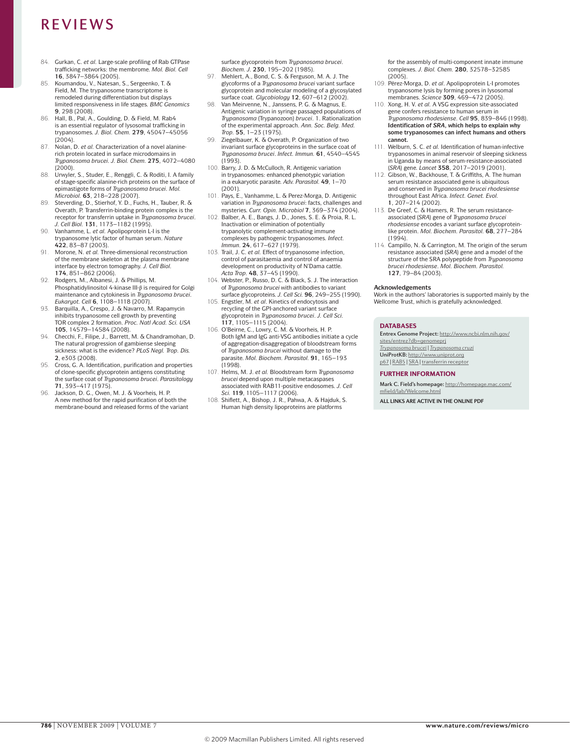84. Gurkan, C. *et al.* Large-scale profiling of Rab GTPase trafficking networks: the membrome. *Mol. Biol. Cell* **16**, 3847–3864 (2005).
85. Koumandou, V., Natesan, S., Sergeenko, T. & Field, M. The trypanosome transcriptome is remodeled during differentiation but displays limited responsiveness in life stages. *BMC Genomics* **9**, 298 (2008).
86. Hall, B., Pal, A., Goulding, D. & Field, M. Rab4 is an essential regulator of lysosomal trafficking in trypanosomes. *J. Biol. Chem.* **279**, 45047–45056 (2004).
87. Nolan, D. *et al.* Characterization of a novel alanine-rich protein located in surface microdomains in *Trypanosoma brucei*. *J. Biol. Chem.* **275**, 4072–4080 (2000).
88. Urwyler, S., Studer, E., Renggli, C. & Roditi, I. A family of stage-specific alanine-rich proteins on the surface of epimastigote forms of *Trypanosoma brucei*. *Mol. Microbiol.* **63**, 218–228 (2007).
89. Steverding, D., Stierhof, Y. D., Fuchs, H., Tauber, R. & Overath, P. Transferrin-binding protein complex is the receptor for transferrin uptake in *Trypanosoma brucei*. *J. Cell Biol.* **131**, 1173–1182 (1995).
90. Vanhamme, L. *et al.* Apolipoprotein L-I is the trypanosome lytic factor of human serum. *Nature* **422**, 83–87 (2003).
91. Morone, N. *et al.* Three-dimensional reconstruction of the membrane skeleton at the plasma membrane interface by electron tomography. *J. Cell Biol.* **174**, 851–862 (2006).
92. Rodgers, M., Albanesi, J. & Phillips, M. Phosphatidylinositol 4-kinase III-β is required for Golgi maintenance and cytokinesis in *Trypanosoma brucei*. *Eukaryot. Cell* **6**, 1108–1118 (2007).
93. Barquilla, A., Crespo, J. & Navarro, M. Rapamycin inhibits trypanosome cell growth by preventing TOR complex 2 formation. *Proc. Natl Acad. Sci. USA* **105**, 14579–14584 (2008).
94. Checchi, F., Filipe, J., Barrett, M. & Chandramohan, D. The natural progression of gambiense sleeping sickness: what is the evidence? *PLoS Negl. Trop. Dis.* **2**, e303 (2008).
95. Cross, G. A. Identification, purification and properties of clone-specific glycoprotein antigens constituting the surface coat of *Trypanosoma brucei*. *Parasitology* **71**, 393–417 (1975).
96. Jackson, D. G., Owen, M. J. & Voorheis, H. P. A new method for the rapid purification of both the membrane-bound and released forms of the variant surface glycoprotein from *Trypanosoma brucei*. *Biochem. J.* **230**, 195–202 (1985).
97. Mehlert, A., Bond, C. S. & Ferguson, M. A. J. The glycoforms of a *Trypanosoma brucei* variant surface glycoprotein and molecular modeling of a glycosylated surface coat. *Glycobiology* **12**, 607–612 (2002).
98. Van Meirvenne, N., Janssens, P. G. & Magnus, E. Antigenic variation in syringe passaged populations of *Trypanosoma* (Trypanozoon) *brucei*. 1. Rationalization of the experimental approach. *Ann. Soc. Belg. Med. Trop.* **55**, 1–23 (1975).
99. Ziegelbauer, K. & Overath, P. Organization of two invariant surface glycoproteins in the surface coat of *Trypanosoma brucei*. *Infect. Immun.* **61**, 4540–4545 (1993).
100. Barry, J. D. & McCulloch, R. Antigenic variation in trypanosomes: enhanced phenotypic variation in a eukaryotic parasite. *Adv. Parasitol.* **49**, 1–70 (2001).
101. Pays, E., Vanhamme, L. & Perez-Morga, D. Antigenic variation in *Trypanosoma brucei*: facts, challenges and mysteries. *Curr. Opin. Microbiol* **7**, 369–374 (2004).
102. Balber, A. E., Bangs, J. D., Jones, S. E. & Proia, R. L. Inactivation or elimination of potentially trypanolytic complement-activating immune complexes by pathogenic trypanosomes. *Infect. Immun.* **24**, 617–627 (1979).
103. Trail, J. C. *et al.* Effect of trypanosome infection, control of parasitaemia and control of anaemia development on productivity of N'Dama cattle. *Acta Trop.* **48**, 37–45 (1990).
104. Webster, P., Russo, D. C. & Black, S. J. The interaction of *Trypanosoma brucei* with antibodies to variant surface glycoproteins. *J. Cell Sci.* **96**, 249–255 (1990).
105. Engstler, M. *et al.* Kinetics of endocytosis and recycling of the GPI-anchored variant surface glycoprotein in *Trypanosoma brucei*. *J. Cell Sci.* **117**, 1105–1115 (2004).
106. O'Beirne, C., Lowry, C. M. & Voorheis, H. P. Both IgM and IgG anti-VSG antibodies initiate a cycle of aggregation-disaggregation of bloodstream forms of *Trypanosoma brucei* without damage to the parasite. *Mol. Biochem. Parasitol.* **91**, 165–193 (1998).
107. Helms, M. J. *et al.* Bloodstream form *Trypanosoma brucei* depend upon multiple metacaspases associated with RAB11-positive endosomes. *J. Cell Sci.* **119**, 1105–1117 (2006).
108. Shiflett, A., Bishop, J. R., Pahwa, A. & Hajduk, S. Human high density lipoproteins are platforms for the assembly of multi-component innate immune complexes. *J. Biol. Chem.* **280**, 32578–32585 (2005).
109. Pérez-Morga, D. *et al.* Apolipoprotein L-I promotes trypanosome lysis by forming pores in lysosomal membranes. *Science* **309**, 469–472 (2005).
110. Xong, H. V. *et al.* A VSG expression site-associated gene confers resistance to human serum in *Trypanosoma rhodesiense*. *Cell* **95**, 839–846 (1998). **Identification of *SRA*, which helps to explain why some trypanosomes can infect humans and others cannot.**
111. Welburn, S. C. *et al.* Identification of human-infective trypanosomes in animal reservoir of sleeping sickness in Uganda by means of serum-resistance-associated (*SRA*) gene. *Lancet* **358**, 2017–2019 (2001).
112. Gibson, W., Backhouse, T. & Griffiths, A. The human serum resistance associated gene is ubiquitous and conserved in *Trypanosoma brucei rhodesiense* throughout East Africa. *Infect. Genet. Evol.* **1**, 207–214 (2002).
113. De Greef, C. & Hamers, R. The serum resistance-associated (*SRA*) gene of *Trypanosoma brucei rhodesiense* encodes a variant surface glycoprotein-like protein. *Mol. Biochem. Parasitol.* **68**, 277–284 (1994).
114. Campillo, N. & Carrington, M. The origin of the serum resistance associated (*SRA*) gene and a model of the structure of the SRA polypeptide from *Trypanosoma brucei rhodesiense*. *Mol. Biochem. Parasitol.* **127**, 79–84 (2003).

### Acknowledgements

Work in the authors' laboratories is supported mainly by the Wellcome Trust, which is gratefully acknowledged.

### DATABASES

**Entrex Genome Project:** http://www.ncbi.nlm.nih.gov/sites/entrez?db=genomeprj
*Trypanosoma brucei* | *Trypanosoma cruzi*
**UniProtKB:** http://www.uniprot.org
p67 | RAB5 | SRA | transferrin receptor

### FURTHER INFORMATION

**Mark C. Field's homepage:** http://homepage.mac.com/mfield/lab/Welcome.html

**ALL LINKS ARE ACTIVE IN THE ONLINE PDF**